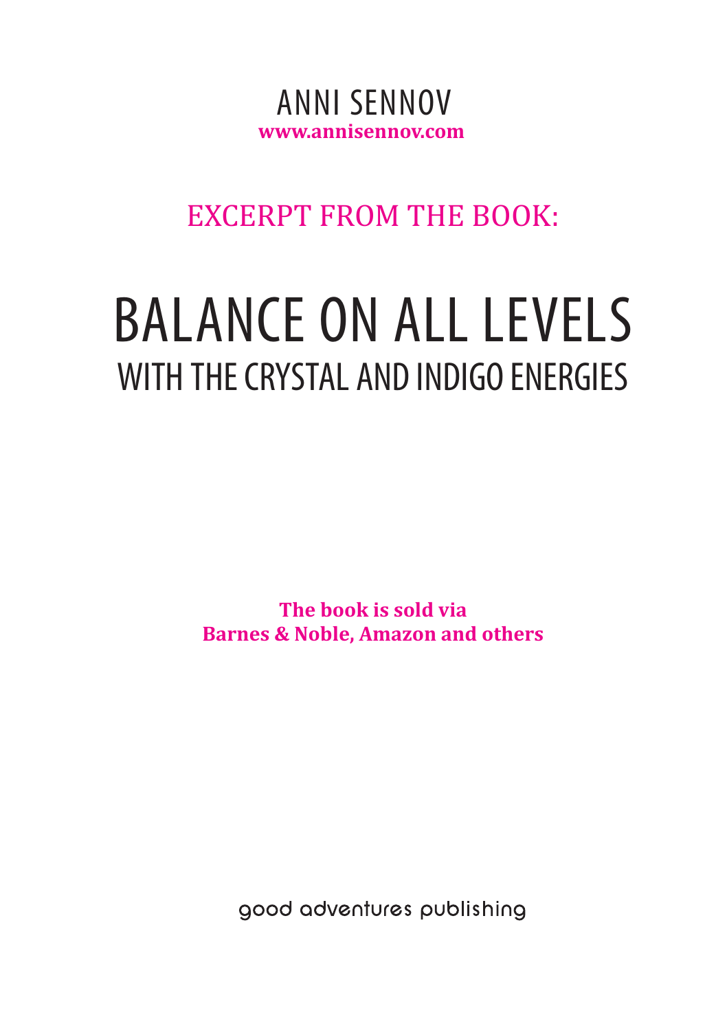ANNI SENNOV
**www.annisennov.com**

EXCERPT FROM THE BOOK:

# BALANCE ON ALL LEVELS
## WITH THE CRYSTAL AND INDIGO ENERGIES

**The book is sold via**
**Barnes & Noble, Amazon and others**

good adventures publishing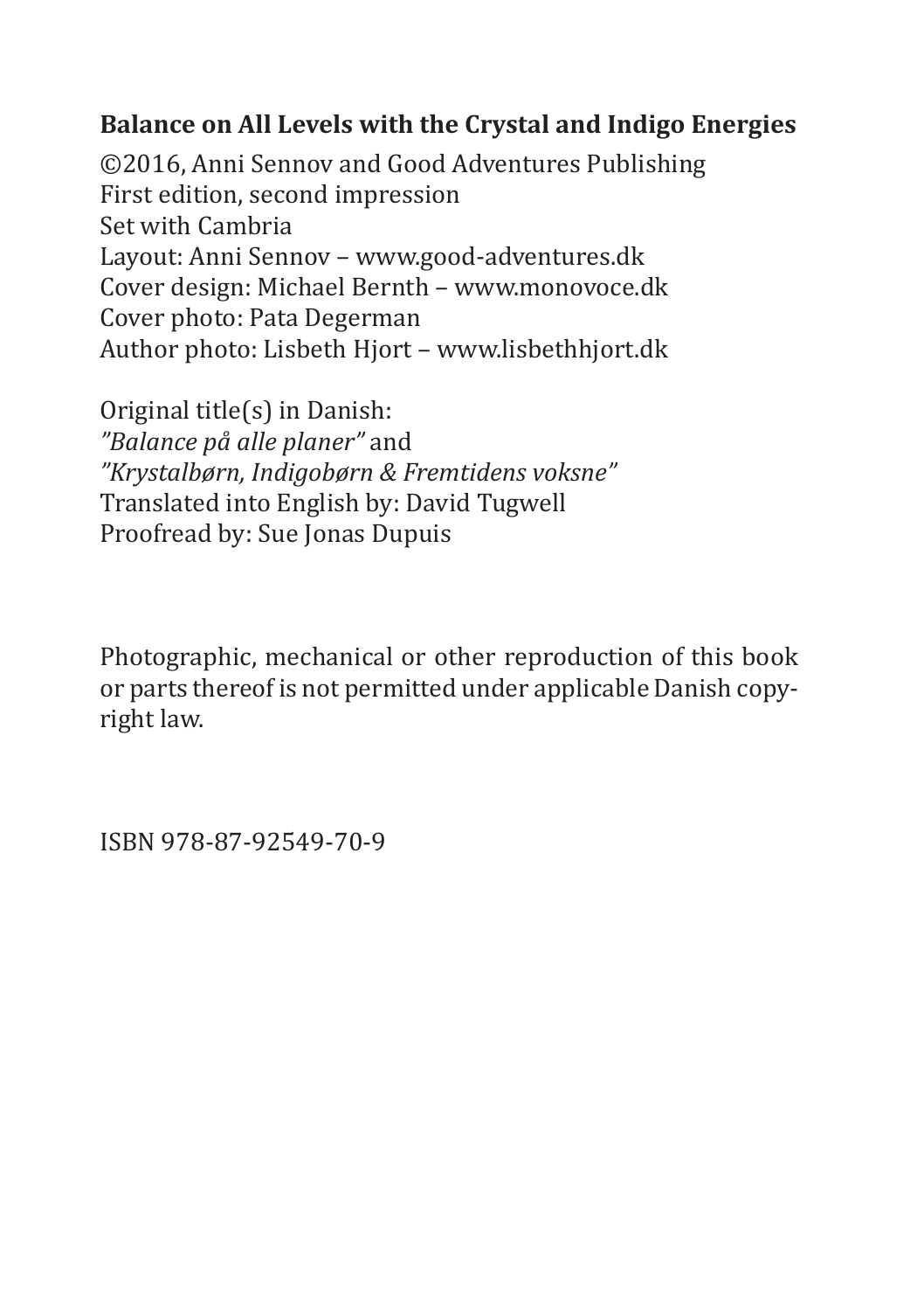**Balance on All Levels with the Crystal and Indigo Energies**

©2016, Anni Sennov and Good Adventures Publishing
First edition, second impression
Set with Cambria
Layout: Anni Sennov – www.good-adventures.dk
Cover design: Michael Bernth – www.monovoce.dk
Cover photo: Pata Degerman
Author photo: Lisbeth Hjort – www.lisbethhjort.dk

Original title(s) in Danish:
*"Balance på alle planer"* and
*"Krystalbørn, Indigobørn & Fremtidens voksne"*
Translated into English by: David Tugwell
Proofread by: Sue Jonas Dupuis

Photographic, mechanical or other reproduction of this book or parts thereof is not permitted under applicable Danish copyright law.

ISBN 978-87-92549-70-9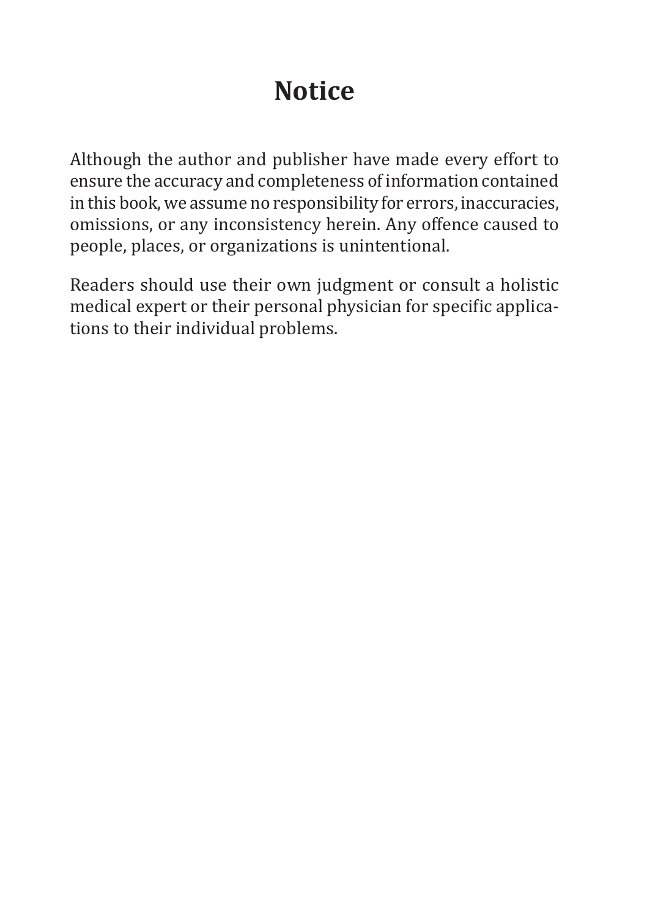# Notice

Although the author and publisher have made every effort to ensure the accuracy and completeness of information contained in this book, we assume no responsibility for errors, inaccuracies, omissions, or any inconsistency herein. Any offence caused to people, places, or organizations is unintentional.

Readers should use their own judgment or consult a holistic medical expert or their personal physician for specific applications to their individual problems.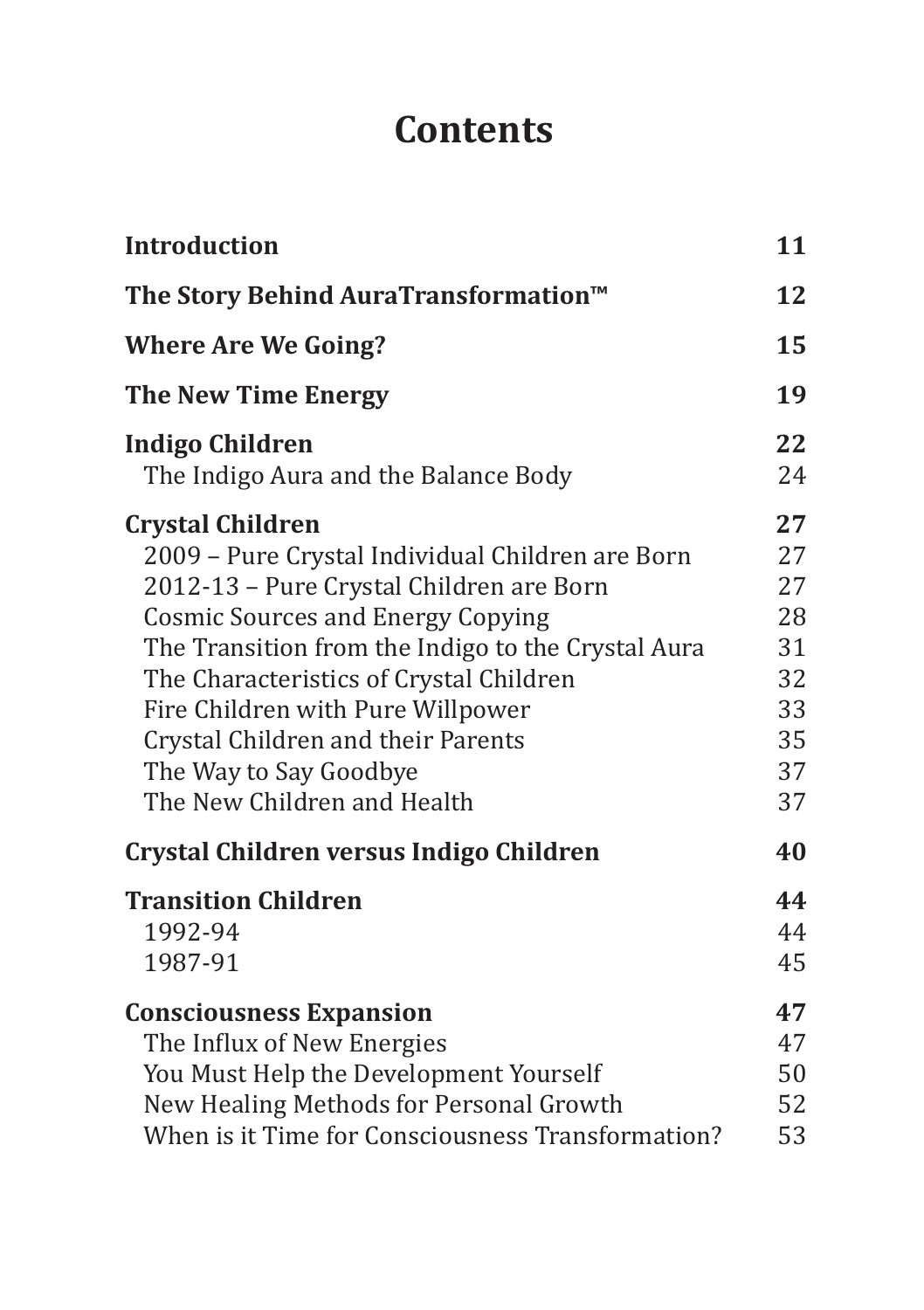# Contents

| | |
|---|---|
| **Introduction** | **11** |
| **The Story Behind AuraTransformation™** | **12** |
| **Where Are We Going?** | **15** |
| **The New Time Energy** | **19** |
| **Indigo Children** | **22** |
| The Indigo Aura and the Balance Body | 24 |
| **Crystal Children** | **27** |
| 2009 – Pure Crystal Individual Children are Born | 27 |
| 2012-13 – Pure Crystal Children are Born | 27 |
| Cosmic Sources and Energy Copying | 28 |
| The Transition from the Indigo to the Crystal Aura | 31 |
| The Characteristics of Crystal Children | 32 |
| Fire Children with Pure Willpower | 33 |
| Crystal Children and their Parents | 35 |
| The Way to Say Goodbye | 37 |
| The New Children and Health | 37 |
| **Crystal Children versus Indigo Children** | **40** |
| **Transition Children** | **44** |
| 1992-94 | 44 |
| 1987-91 | 45 |
| **Consciousness Expansion** | **47** |
| The Influx of New Energies | 47 |
| You Must Help the Development Yourself | 50 |
| New Healing Methods for Personal Growth | 52 |
| When is it Time for Consciousness Transformation? | 53 |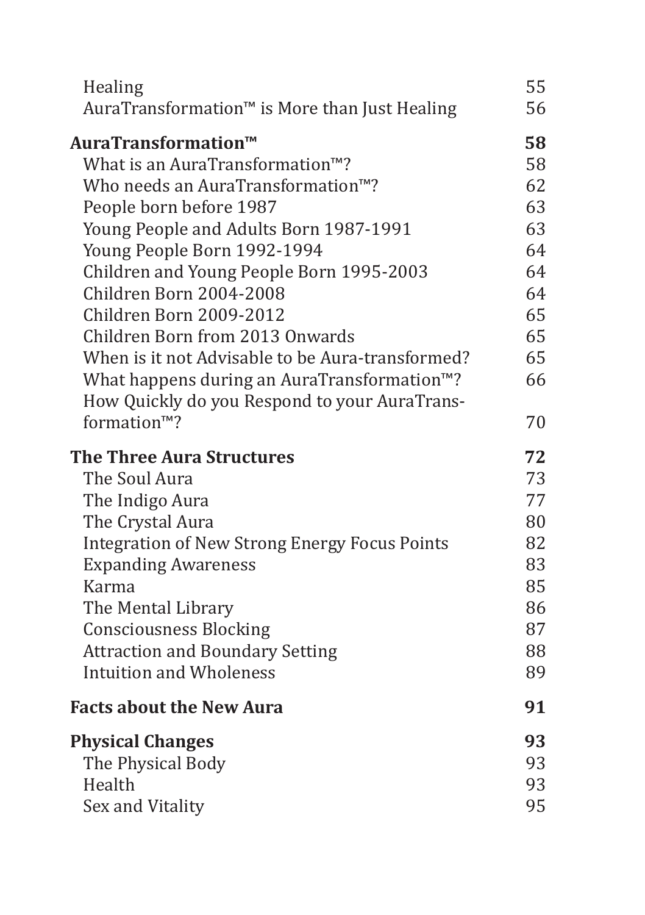| | |
|---|---|
| Healing | 55 |
| AuraTransformation™ is More than Just Healing | 56 |
| **AuraTransformation™** | **58** |
| What is an AuraTransformation™? | 58 |
| Who needs an AuraTransformation™? | 62 |
| People born before 1987 | 63 |
| Young People and Adults Born 1987-1991 | 63 |
| Young People Born 1992-1994 | 64 |
| Children and Young People Born 1995-2003 | 64 |
| Children Born 2004-2008 | 64 |
| Children Born 2009-2012 | 65 |
| Children Born from 2013 Onwards | 65 |
| When is it not Advisable to be Aura-transformed? | 65 |
| What happens during an AuraTransformation™? | 66 |
| How Quickly do you Respond to your AuraTransformation™? | 70 |
| **The Three Aura Structures** | **72** |
| The Soul Aura | 73 |
| The Indigo Aura | 77 |
| The Crystal Aura | 80 |
| Integration of New Strong Energy Focus Points | 82 |
| Expanding Awareness | 83 |
| Karma | 85 |
| The Mental Library | 86 |
| Consciousness Blocking | 87 |
| Attraction and Boundary Setting | 88 |
| Intuition and Wholeness | 89 |
| **Facts about the New Aura** | **91** |
| **Physical Changes** | **93** |
| The Physical Body | 93 |
| Health | 93 |
| Sex and Vitality | 95 |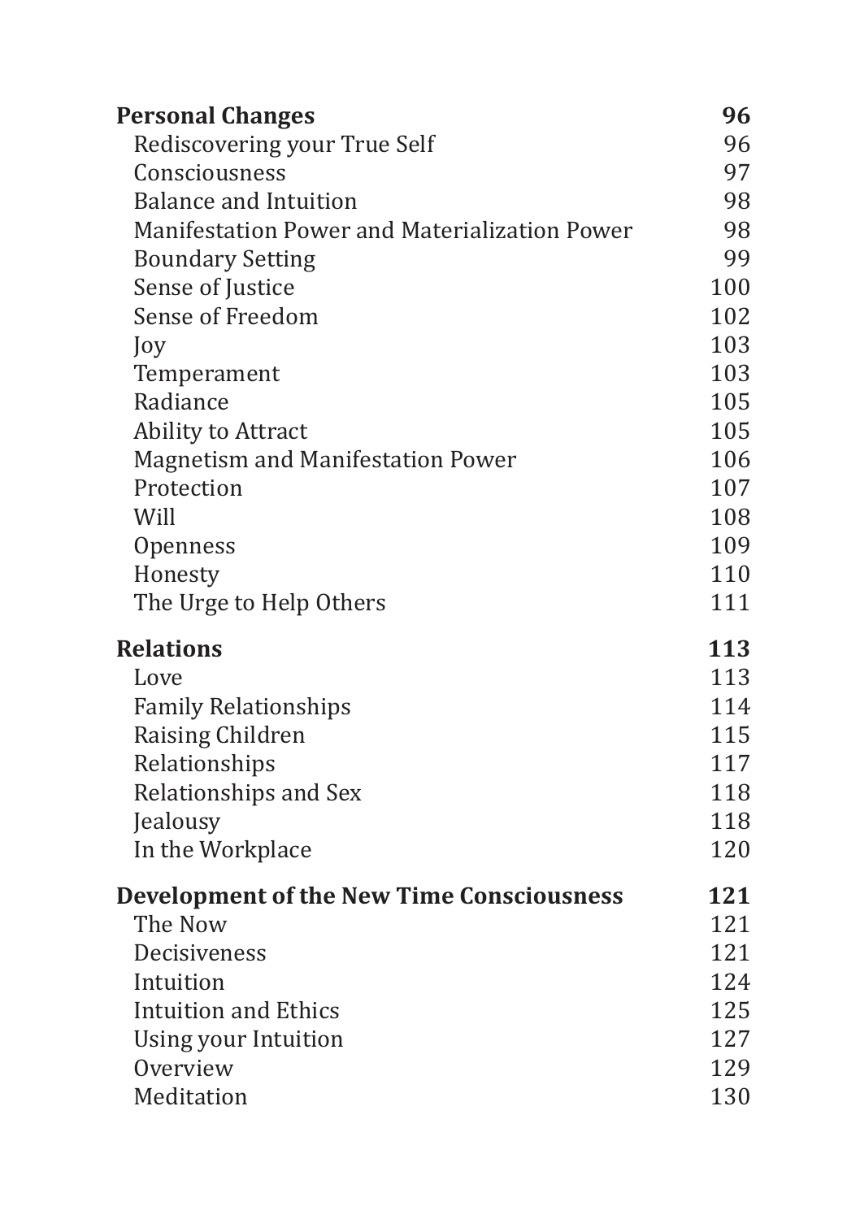| | |
|---|---|
| **Personal Changes** | **96** |
| Rediscovering your True Self | 96 |
| Consciousness | 97 |
| Balance and Intuition | 98 |
| Manifestation Power and Materialization Power | 98 |
| Boundary Setting | 99 |
| Sense of Justice | 100 |
| Sense of Freedom | 102 |
| Joy | 103 |
| Temperament | 103 |
| Radiance | 105 |
| Ability to Attract | 105 |
| Magnetism and Manifestation Power | 106 |
| Protection | 107 |
| Will | 108 |
| Openness | 109 |
| Honesty | 110 |
| The Urge to Help Others | 111 |
| **Relations** | **113** |
| Love | 113 |
| Family Relationships | 114 |
| Raising Children | 115 |
| Relationships | 117 |
| Relationships and Sex | 118 |
| Jealousy | 118 |
| In the Workplace | 120 |
| **Development of the New Time Consciousness** | **121** |
| The Now | 121 |
| Decisiveness | 121 |
| Intuition | 124 |
| Intuition and Ethics | 125 |
| Using your Intuition | 127 |
| Overview | 129 |
| Meditation | 130 |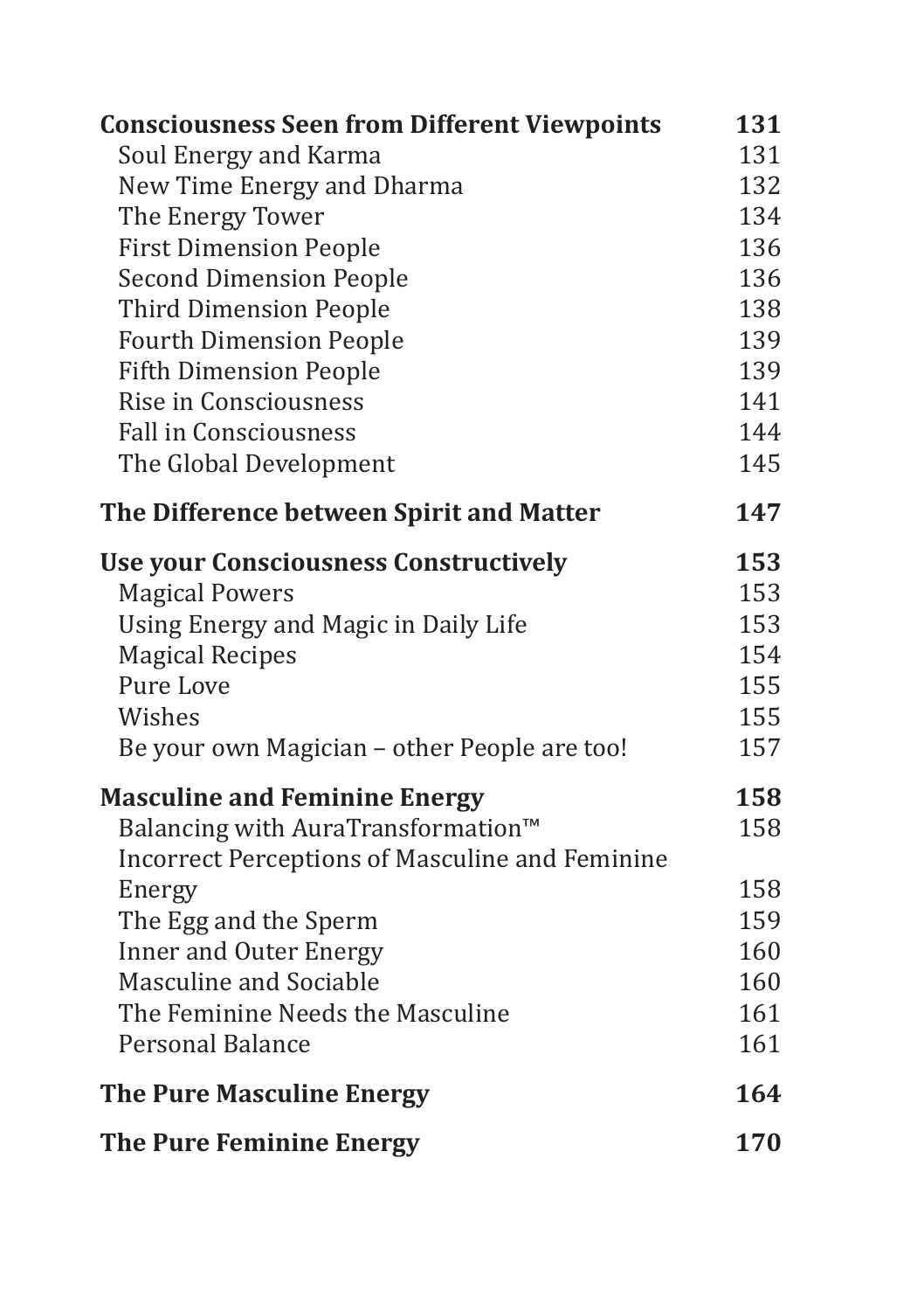| | |
|---|---|
| **Consciousness Seen from Different Viewpoints** | **131** |
| Soul Energy and Karma | 131 |
| New Time Energy and Dharma | 132 |
| The Energy Tower | 134 |
| First Dimension People | 136 |
| Second Dimension People | 136 |
| Third Dimension People | 138 |
| Fourth Dimension People | 139 |
| Fifth Dimension People | 139 |
| Rise in Consciousness | 141 |
| Fall in Consciousness | 144 |
| The Global Development | 145 |
| **The Difference between Spirit and Matter** | **147** |
| **Use your Consciousness Constructively** | **153** |
| Magical Powers | 153 |
| Using Energy and Magic in Daily Life | 153 |
| Magical Recipes | 154 |
| Pure Love | 155 |
| Wishes | 155 |
| Be your own Magician – other People are too! | 157 |
| **Masculine and Feminine Energy** | **158** |
| Balancing with AuraTransformation™ | 158 |
| Incorrect Perceptions of Masculine and Feminine Energy | 158 |
| The Egg and the Sperm | 159 |
| Inner and Outer Energy | 160 |
| Masculine and Sociable | 160 |
| The Feminine Needs the Masculine | 161 |
| Personal Balance | 161 |
| **The Pure Masculine Energy** | **164** |
| **The Pure Feminine Energy** | **170** |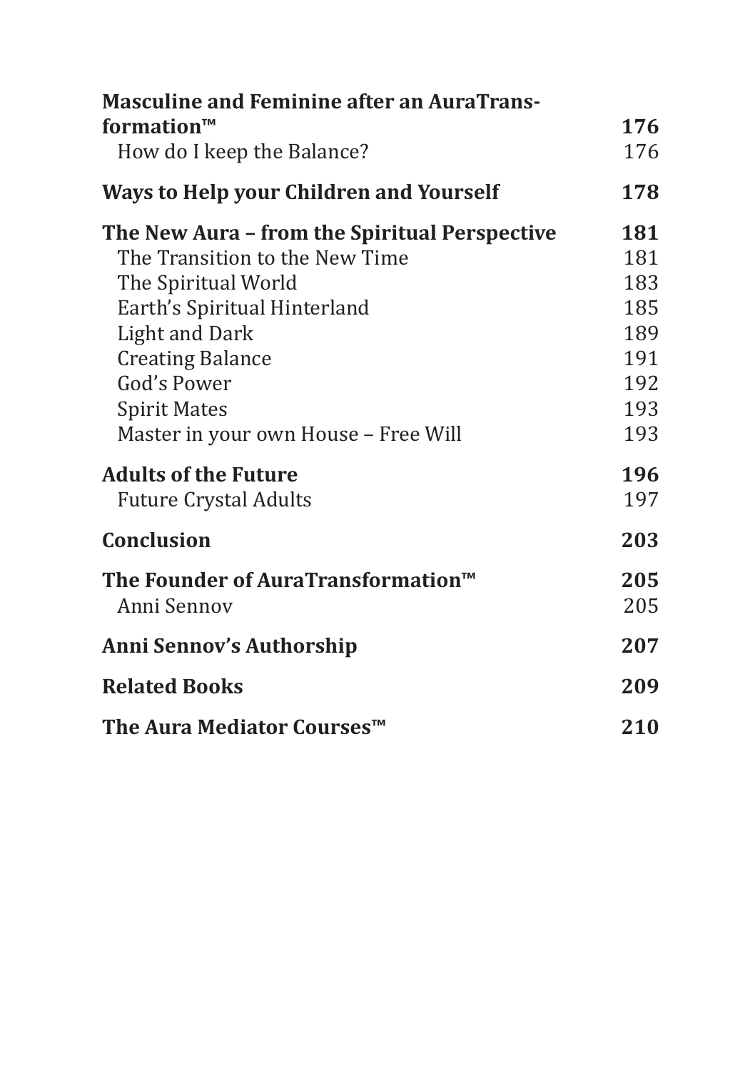**Masculine and Feminine after an AuraTransformation™** **176**
How do I keep the Balance? 176

**Ways to Help your Children and Yourself** **178**

**The New Aura – from the Spiritual Perspective** **181**
The Transition to the New Time 181
The Spiritual World 183
Earth's Spiritual Hinterland 185
Light and Dark 189
Creating Balance 191
God's Power 192
Spirit Mates 193
Master in your own House – Free Will 193

**Adults of the Future** **196**
Future Crystal Adults 197

**Conclusion** **203**

**The Founder of AuraTransformation™** **205**
Anni Sennov 205

**Anni Sennov's Authorship** **207**

**Related Books** **209**

**The Aura Mediator Courses™** **210**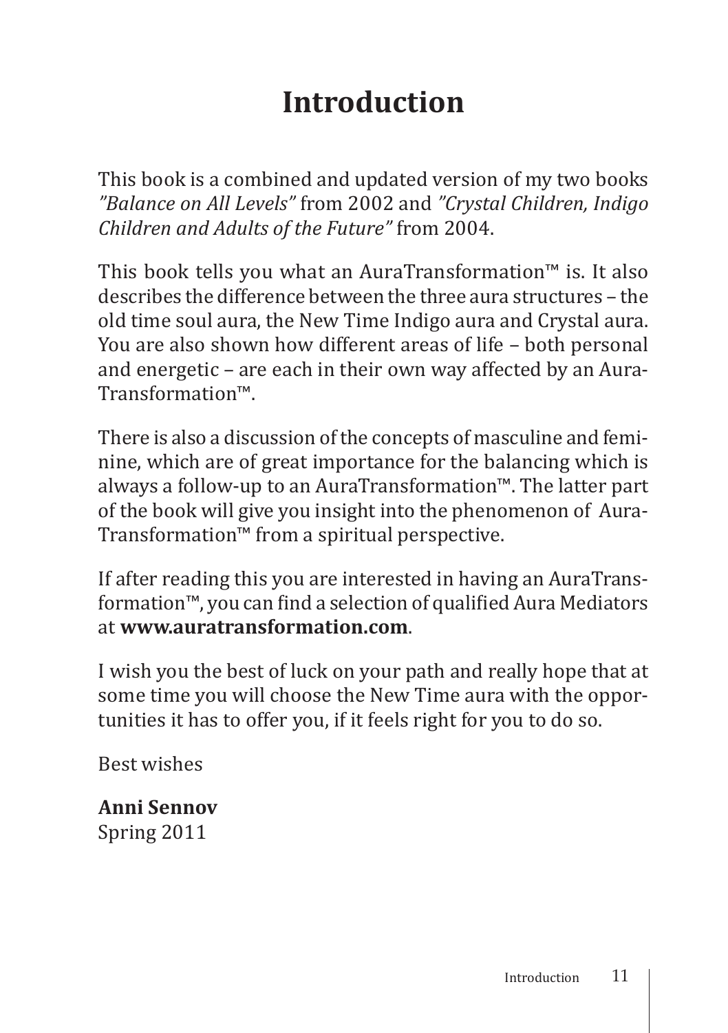# Introduction

This book is a combined and updated version of my two books *"Balance on All Levels"* from 2002 and *"Crystal Children, Indigo Children and Adults of the Future"* from 2004.

This book tells you what an AuraTransformation™ is. It also describes the difference between the three aura structures – the old time soul aura, the New Time Indigo aura and Crystal aura. You are also shown how different areas of life – both personal and energetic – are each in their own way affected by an AuraTransformation™.

There is also a discussion of the concepts of masculine and feminine, which are of great importance for the balancing which is always a follow-up to an AuraTransformation™. The latter part of the book will give you insight into the phenomenon of AuraTransformation™ from a spiritual perspective.

If after reading this you are interested in having an AuraTransformation™, you can find a selection of qualified Aura Mediators at **www.auratransformation.com**.

I wish you the best of luck on your path and really hope that at some time you will choose the New Time aura with the opportunities it has to offer you, if it feels right for you to do so.

Best wishes

**Anni Sennov**
Spring 2011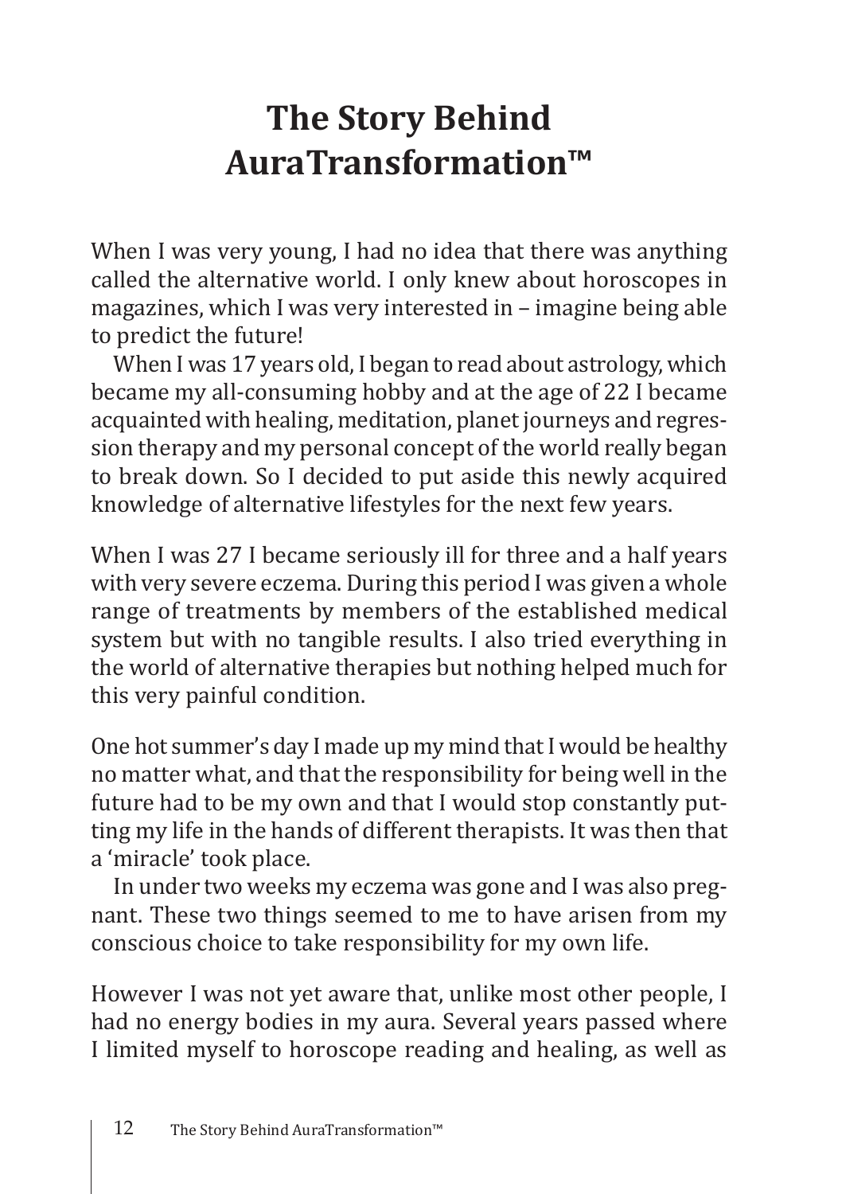# The Story Behind AuraTransformation™

When I was very young, I had no idea that there was anything called the alternative world. I only knew about horoscopes in magazines, which I was very interested in – imagine being able to predict the future!

When I was 17 years old, I began to read about astrology, which became my all-consuming hobby and at the age of 22 I became acquainted with healing, meditation, planet journeys and regression therapy and my personal concept of the world really began to break down. So I decided to put aside this newly acquired knowledge of alternative lifestyles for the next few years.

When I was 27 I became seriously ill for three and a half years with very severe eczema. During this period I was given a whole range of treatments by members of the established medical system but with no tangible results. I also tried everything in the world of alternative therapies but nothing helped much for this very painful condition.

One hot summer's day I made up my mind that I would be healthy no matter what, and that the responsibility for being well in the future had to be my own and that I would stop constantly putting my life in the hands of different therapists. It was then that a 'miracle' took place.

In under two weeks my eczema was gone and I was also pregnant. These two things seemed to me to have arisen from my conscious choice to take responsibility for my own life.

However I was not yet aware that, unlike most other people, I had no energy bodies in my aura. Several years passed where I limited myself to horoscope reading and healing, as well as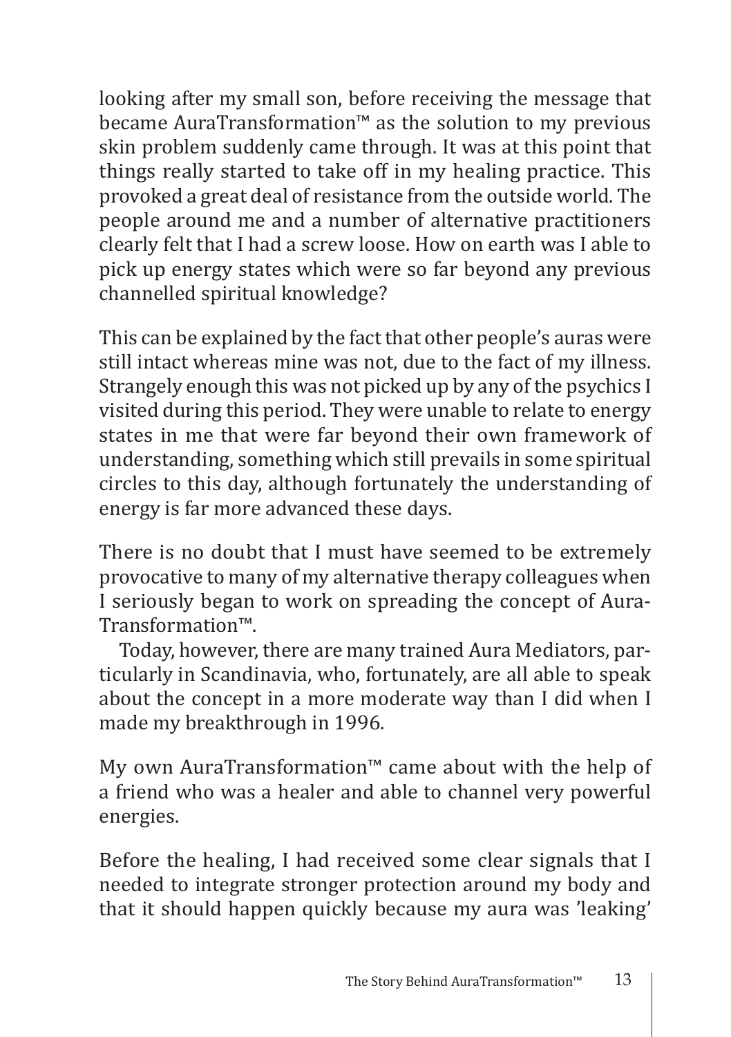looking after my small son, before receiving the message that became AuraTransformation™ as the solution to my previous skin problem suddenly came through. It was at this point that things really started to take off in my healing practice. This provoked a great deal of resistance from the outside world. The people around me and a number of alternative practitioners clearly felt that I had a screw loose. How on earth was I able to pick up energy states which were so far beyond any previous channelled spiritual knowledge?

This can be explained by the fact that other people's auras were still intact whereas mine was not, due to the fact of my illness. Strangely enough this was not picked up by any of the psychics I visited during this period. They were unable to relate to energy states in me that were far beyond their own framework of understanding, something which still prevails in some spiritual circles to this day, although fortunately the understanding of energy is far more advanced these days.

There is no doubt that I must have seemed to be extremely provocative to many of my alternative therapy colleagues when I seriously began to work on spreading the concept of AuraTransformation™.

Today, however, there are many trained Aura Mediators, particularly in Scandinavia, who, fortunately, are all able to speak about the concept in a more moderate way than I did when I made my breakthrough in 1996.

My own AuraTransformation™ came about with the help of a friend who was a healer and able to channel very powerful energies.

Before the healing, I had received some clear signals that I needed to integrate stronger protection around my body and that it should happen quickly because my aura was 'leaking'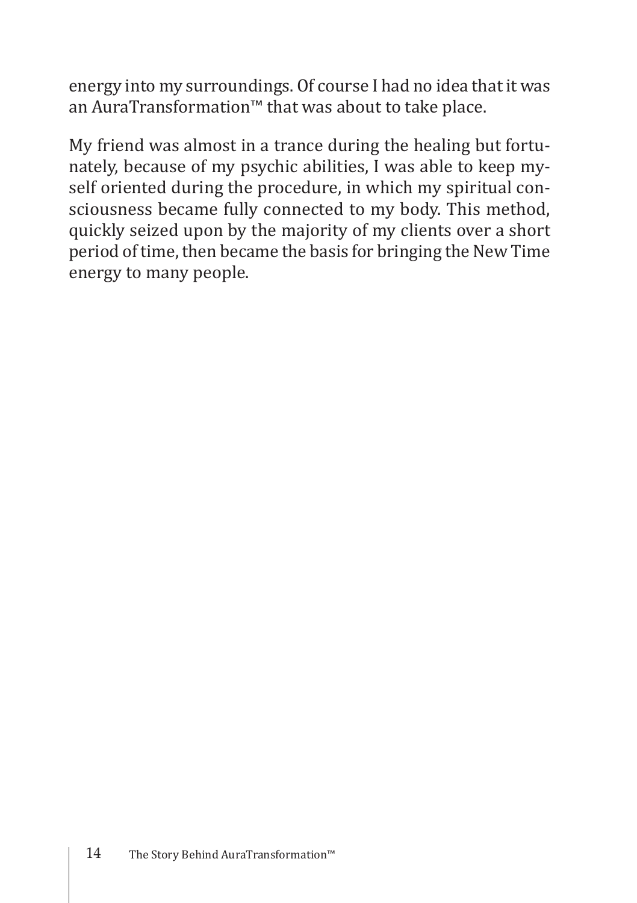energy into my surroundings. Of course I had no idea that it was an AuraTransformation™ that was about to take place.

My friend was almost in a trance during the healing but fortunately, because of my psychic abilities, I was able to keep myself oriented during the procedure, in which my spiritual consciousness became fully connected to my body. This method, quickly seized upon by the majority of my clients over a short period of time, then became the basis for bringing the New Time energy to many people.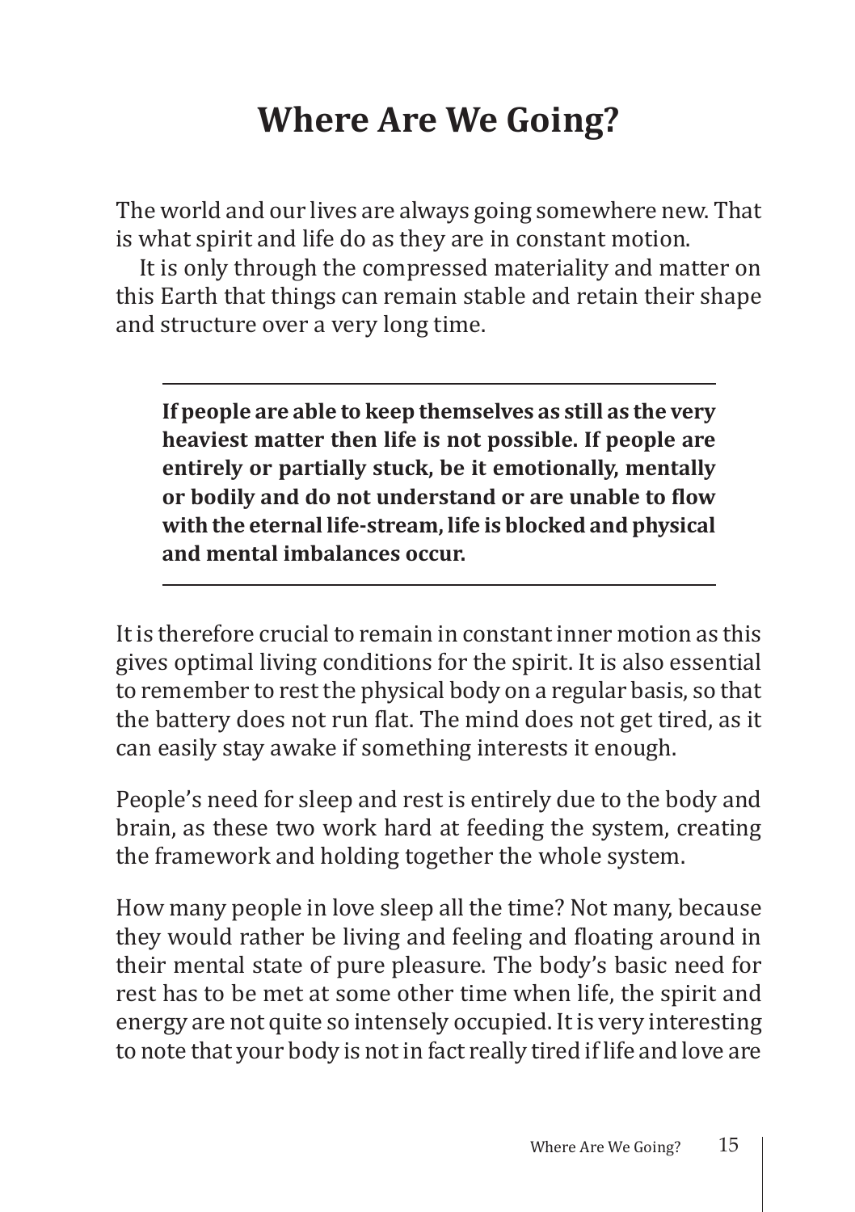# Where Are We Going?

The world and our lives are always going somewhere new. That is what spirit and life do as they are in constant motion.

It is only through the compressed materiality and matter on this Earth that things can remain stable and retain their shape and structure over a very long time.

---

**If people are able to keep themselves as still as the very heaviest matter then life is not possible. If people are entirely or partially stuck, be it emotionally, mentally or bodily and do not understand or are unable to flow with the eternal life-stream, life is blocked and physical and mental imbalances occur.**

---

It is therefore crucial to remain in constant inner motion as this gives optimal living conditions for the spirit. It is also essential to remember to rest the physical body on a regular basis, so that the battery does not run flat. The mind does not get tired, as it can easily stay awake if something interests it enough.

People's need for sleep and rest is entirely due to the body and brain, as these two work hard at feeding the system, creating the framework and holding together the whole system.

How many people in love sleep all the time? Not many, because they would rather be living and feeling and floating around in their mental state of pure pleasure. The body's basic need for rest has to be met at some other time when life, the spirit and energy are not quite so intensely occupied. It is very interesting to note that your body is not in fact really tired if life and love are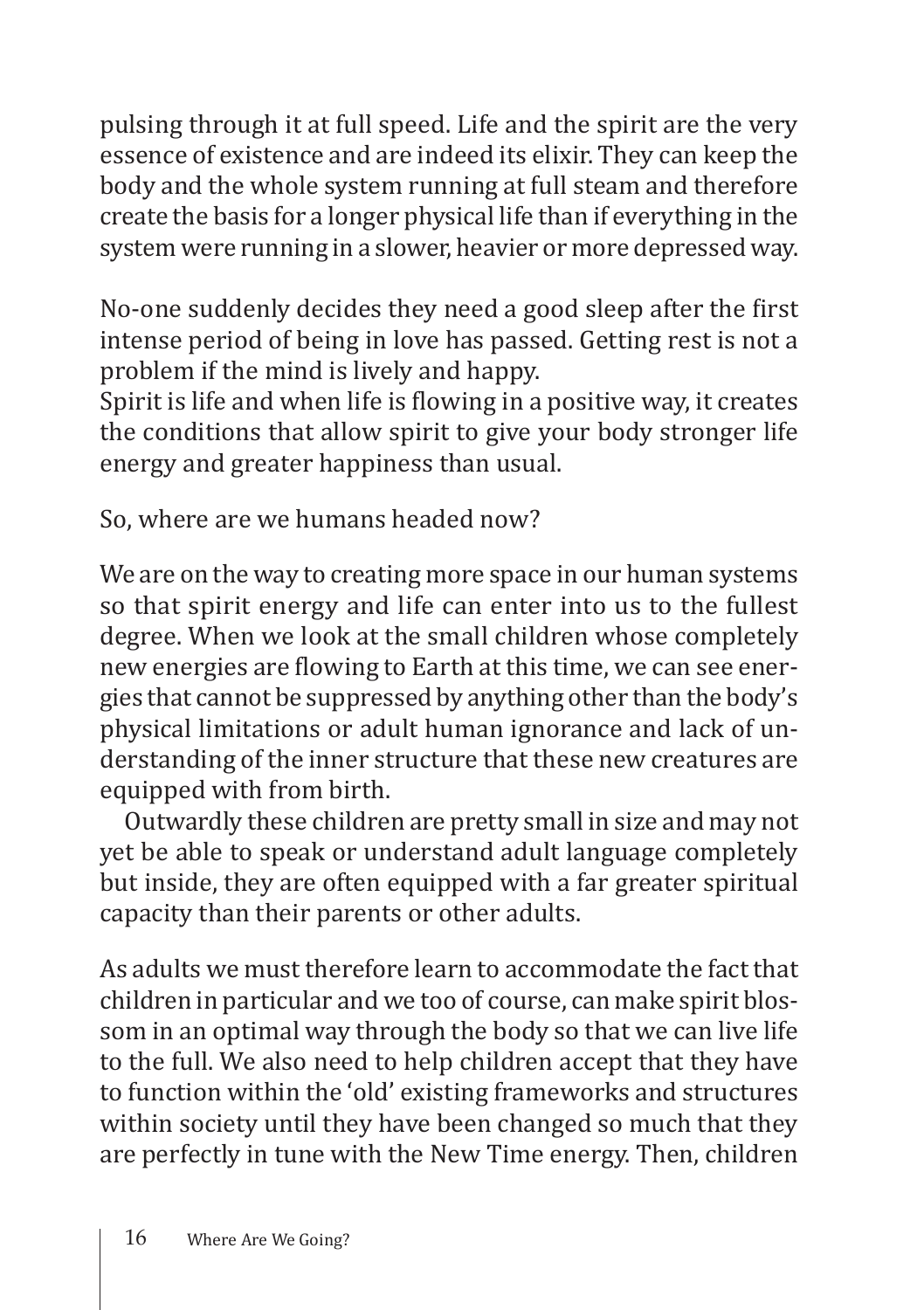pulsing through it at full speed. Life and the spirit are the very essence of existence and are indeed its elixir. They can keep the body and the whole system running at full steam and therefore create the basis for a longer physical life than if everything in the system were running in a slower, heavier or more depressed way.

No-one suddenly decides they need a good sleep after the first intense period of being in love has passed. Getting rest is not a problem if the mind is lively and happy.
Spirit is life and when life is flowing in a positive way, it creates the conditions that allow spirit to give your body stronger life energy and greater happiness than usual.

So, where are we humans headed now?

We are on the way to creating more space in our human systems so that spirit energy and life can enter into us to the fullest degree. When we look at the small children whose completely new energies are flowing to Earth at this time, we can see energies that cannot be suppressed by anything other than the body's physical limitations or adult human ignorance and lack of understanding of the inner structure that these new creatures are equipped with from birth.

Outwardly these children are pretty small in size and may not yet be able to speak or understand adult language completely but inside, they are often equipped with a far greater spiritual capacity than their parents or other adults.

As adults we must therefore learn to accommodate the fact that children in particular and we too of course, can make spirit blossom in an optimal way through the body so that we can live life to the full. We also need to help children accept that they have to function within the 'old' existing frameworks and structures within society until they have been changed so much that they are perfectly in tune with the New Time energy. Then, children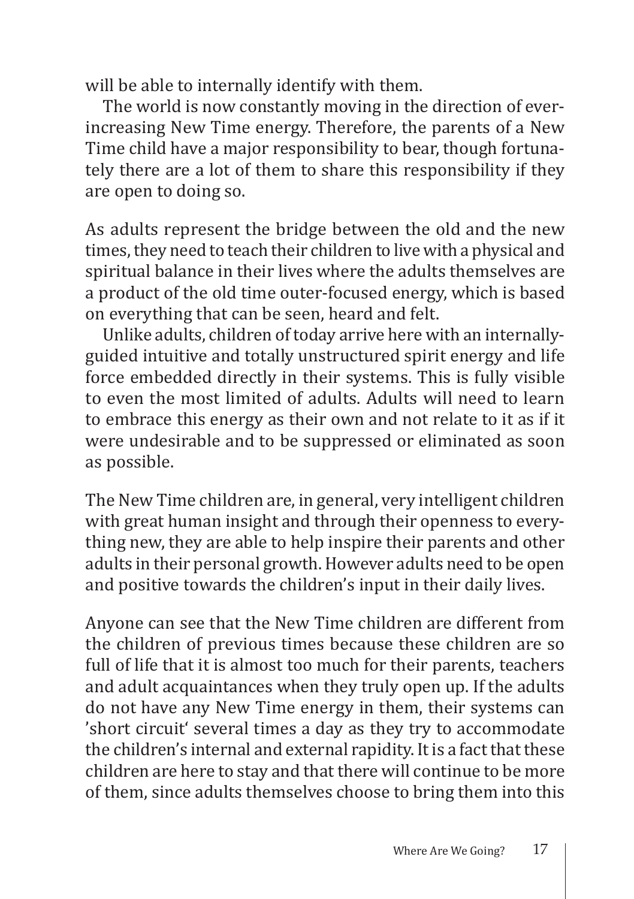will be able to internally identify with them.

The world is now constantly moving in the direction of ever-increasing New Time energy. Therefore, the parents of a New Time child have a major responsibility to bear, though fortunately there are a lot of them to share this responsibility if they are open to doing so.

As adults represent the bridge between the old and the new times, they need to teach their children to live with a physical and spiritual balance in their lives where the adults themselves are a product of the old time outer-focused energy, which is based on everything that can be seen, heard and felt.

Unlike adults, children of today arrive here with an internally-guided intuitive and totally unstructured spirit energy and life force embedded directly in their systems. This is fully visible to even the most limited of adults. Adults will need to learn to embrace this energy as their own and not relate to it as if it were undesirable and to be suppressed or eliminated as soon as possible.

The New Time children are, in general, very intelligent children with great human insight and through their openness to everything new, they are able to help inspire their parents and other adults in their personal growth. However adults need to be open and positive towards the children's input in their daily lives.

Anyone can see that the New Time children are different from the children of previous times because these children are so full of life that it is almost too much for their parents, teachers and adult acquaintances when they truly open up. If the adults do not have any New Time energy in them, their systems can 'short circuit' several times a day as they try to accommodate the children's internal and external rapidity. It is a fact that these children are here to stay and that there will continue to be more of them, since adults themselves choose to bring them into this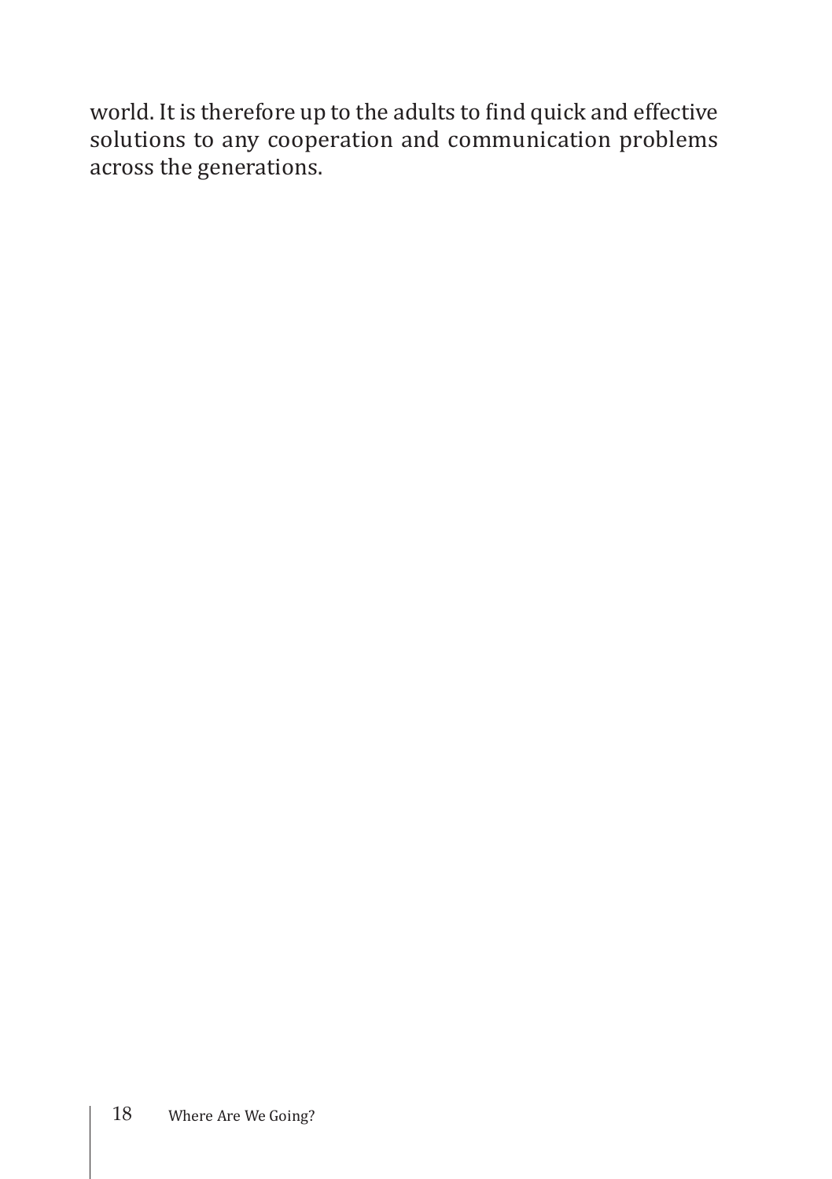world. It is therefore up to the adults to find quick and effective solutions to any cooperation and communication problems across the generations.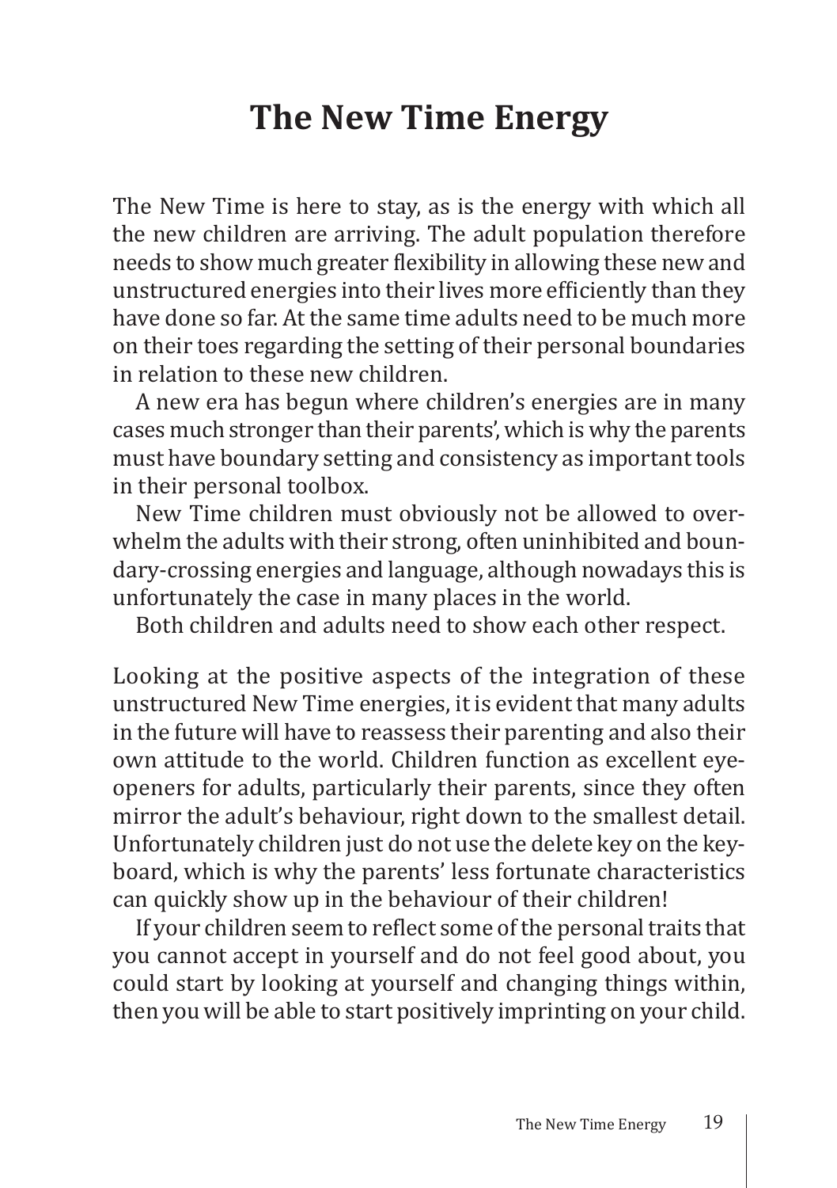# The New Time Energy

The New Time is here to stay, as is the energy with which all the new children are arriving. The adult population therefore needs to show much greater flexibility in allowing these new and unstructured energies into their lives more efficiently than they have done so far. At the same time adults need to be much more on their toes regarding the setting of their personal boundaries in relation to these new children.

A new era has begun where children's energies are in many cases much stronger than their parents', which is why the parents must have boundary setting and consistency as important tools in their personal toolbox.

New Time children must obviously not be allowed to overwhelm the adults with their strong, often uninhibited and boundary-crossing energies and language, although nowadays this is unfortunately the case in many places in the world.

Both children and adults need to show each other respect.

Looking at the positive aspects of the integration of these unstructured New Time energies, it is evident that many adults in the future will have to reassess their parenting and also their own attitude to the world. Children function as excellent eye-openers for adults, particularly their parents, since they often mirror the adult's behaviour, right down to the smallest detail. Unfortunately children just do not use the delete key on the keyboard, which is why the parents' less fortunate characteristics can quickly show up in the behaviour of their children!

If your children seem to reflect some of the personal traits that you cannot accept in yourself and do not feel good about, you could start by looking at yourself and changing things within, then you will be able to start positively imprinting on your child.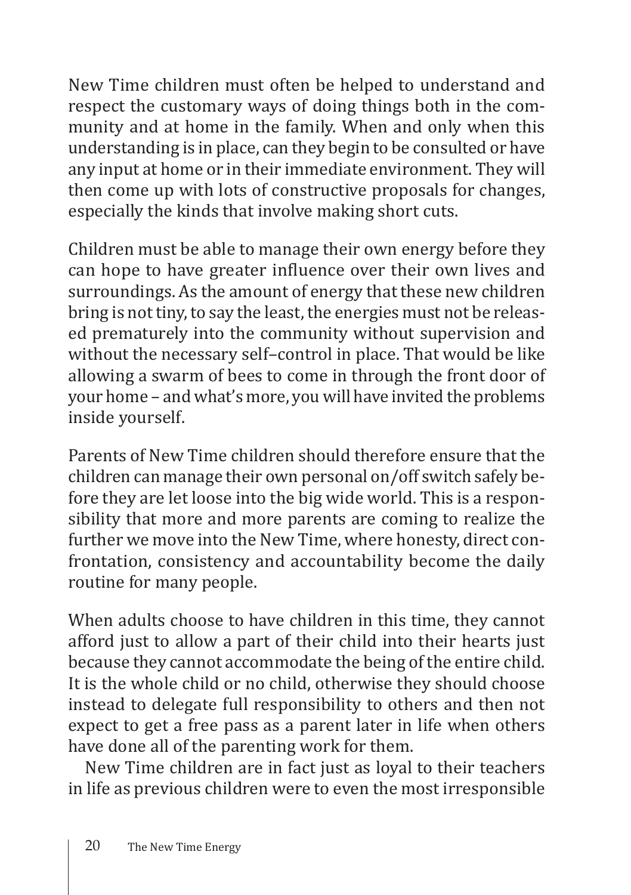New Time children must often be helped to understand and respect the customary ways of doing things both in the community and at home in the family. When and only when this understanding is in place, can they begin to be consulted or have any input at home or in their immediate environment. They will then come up with lots of constructive proposals for changes, especially the kinds that involve making short cuts.

Children must be able to manage their own energy before they can hope to have greater influence over their own lives and surroundings. As the amount of energy that these new children bring is not tiny, to say the least, the energies must not be released prematurely into the community without supervision and without the necessary self–control in place. That would be like allowing a swarm of bees to come in through the front door of your home – and what's more, you will have invited the problems inside yourself.

Parents of New Time children should therefore ensure that the children can manage their own personal on/off switch safely before they are let loose into the big wide world. This is a responsibility that more and more parents are coming to realize the further we move into the New Time, where honesty, direct confrontation, consistency and accountability become the daily routine for many people.

When adults choose to have children in this time, they cannot afford just to allow a part of their child into their hearts just because they cannot accommodate the being of the entire child. It is the whole child or no child, otherwise they should choose instead to delegate full responsibility to others and then not expect to get a free pass as a parent later in life when others have done all of the parenting work for them.

New Time children are in fact just as loyal to their teachers in life as previous children were to even the most irresponsible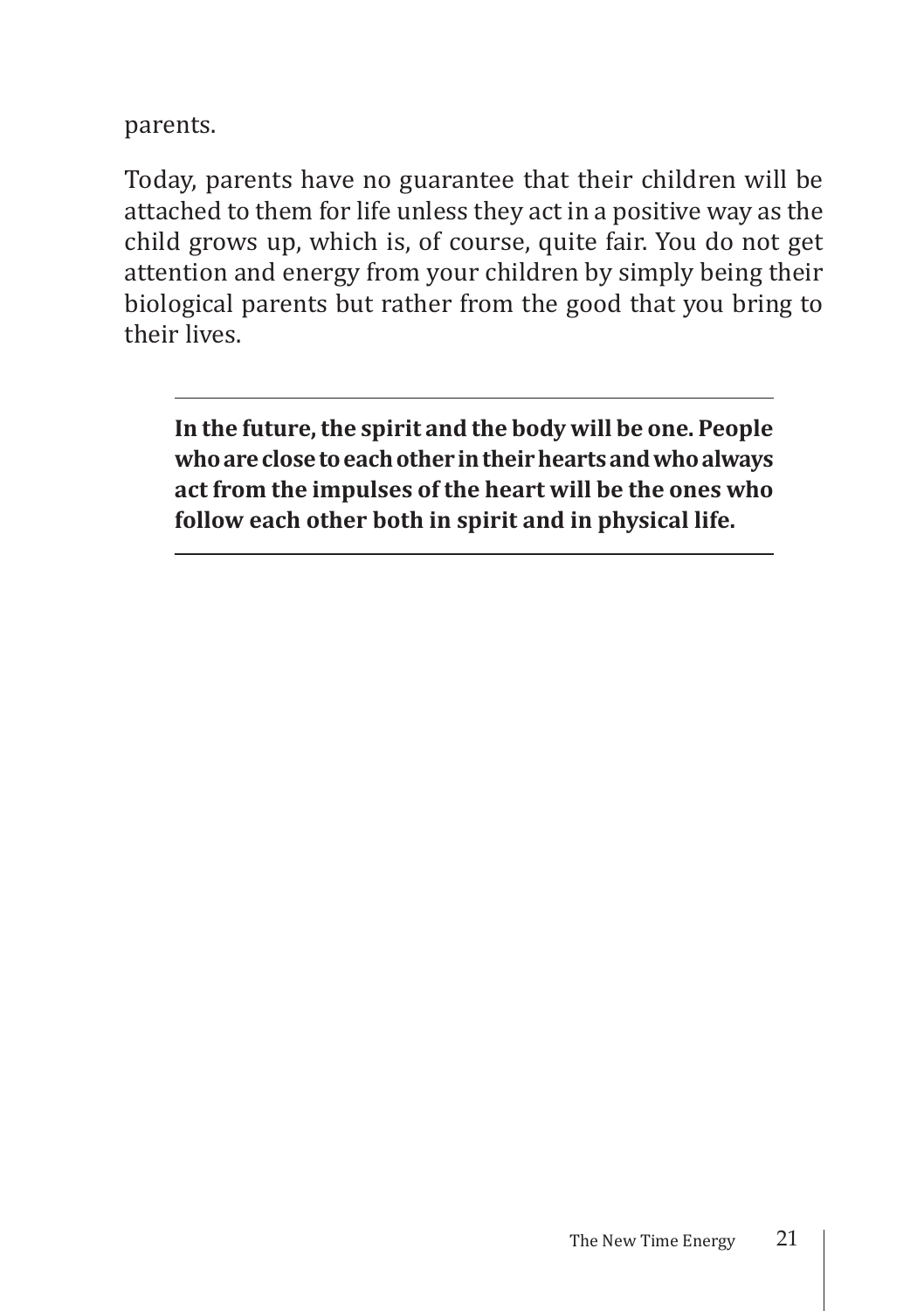parents.

Today, parents have no guarantee that their children will be attached to them for life unless they act in a positive way as the child grows up, which is, of course, quite fair. You do not get attention and energy from your children by simply being their biological parents but rather from the good that you bring to their lives.

---

**In the future, the spirit and the body will be one. People who are close to each other in their hearts and who always act from the impulses of the heart will be the ones who follow each other both in spirit and in physical life.**

---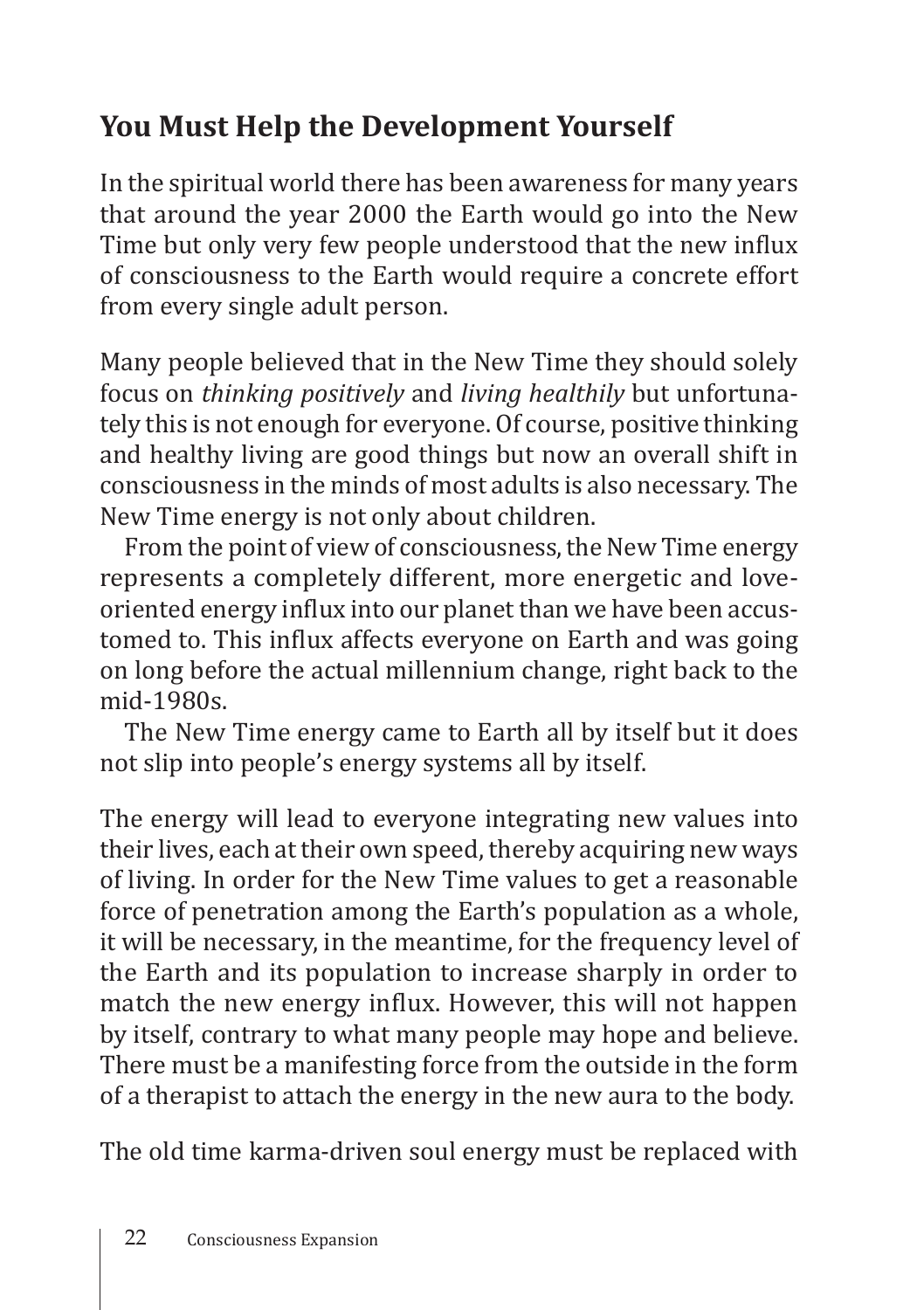## You Must Help the Development Yourself

In the spiritual world there has been awareness for many years that around the year 2000 the Earth would go into the New Time but only very few people understood that the new influx of consciousness to the Earth would require a concrete effort from every single adult person.

Many people believed that in the New Time they should solely focus on *thinking positively* and *living healthily* but unfortunately this is not enough for everyone. Of course, positive thinking and healthy living are good things but now an overall shift in consciousness in the minds of most adults is also necessary. The New Time energy is not only about children.

From the point of view of consciousness, the New Time energy represents a completely different, more energetic and love-oriented energy influx into our planet than we have been accustomed to. This influx affects everyone on Earth and was going on long before the actual millennium change, right back to the mid-1980s.

The New Time energy came to Earth all by itself but it does not slip into people's energy systems all by itself.

The energy will lead to everyone integrating new values into their lives, each at their own speed, thereby acquiring new ways of living. In order for the New Time values to get a reasonable force of penetration among the Earth's population as a whole, it will be necessary, in the meantime, for the frequency level of the Earth and its population to increase sharply in order to match the new energy influx. However, this will not happen by itself, contrary to what many people may hope and believe. There must be a manifesting force from the outside in the form of a therapist to attach the energy in the new aura to the body.

The old time karma-driven soul energy must be replaced with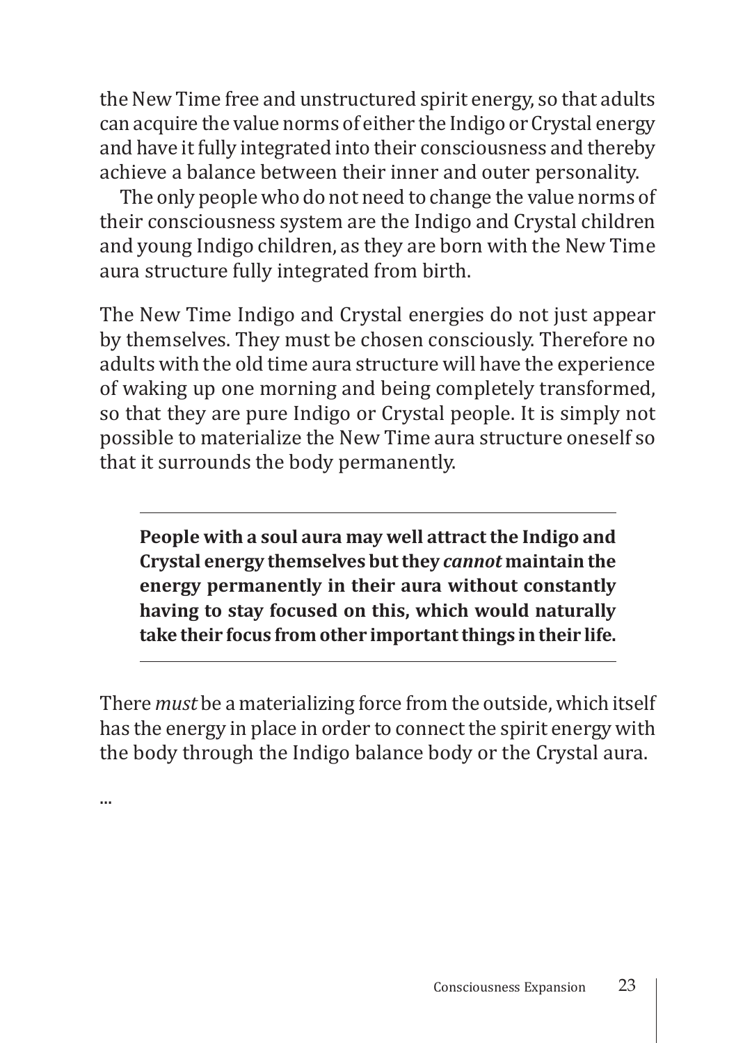the New Time free and unstructured spirit energy, so that adults can acquire the value norms of either the Indigo or Crystal energy and have it fully integrated into their consciousness and thereby achieve a balance between their inner and outer personality.

The only people who do not need to change the value norms of their consciousness system are the Indigo and Crystal children and young Indigo children, as they are born with the New Time aura structure fully integrated from birth.

The New Time Indigo and Crystal energies do not just appear by themselves. They must be chosen consciously. Therefore no adults with the old time aura structure will have the experience of waking up one morning and being completely transformed, so that they are pure Indigo or Crystal people. It is simply not possible to materialize the New Time aura structure oneself so that it surrounds the body permanently.

---

**People with a soul aura may well attract the Indigo and Crystal energy themselves but they *cannot* maintain the energy permanently in their aura without constantly having to stay focused on this, which would naturally take their focus from other important things in their life.**

---

There *must* be a materializing force from the outside, which itself has the energy in place in order to connect the spirit energy with the body through the Indigo balance body or the Crystal aura.

...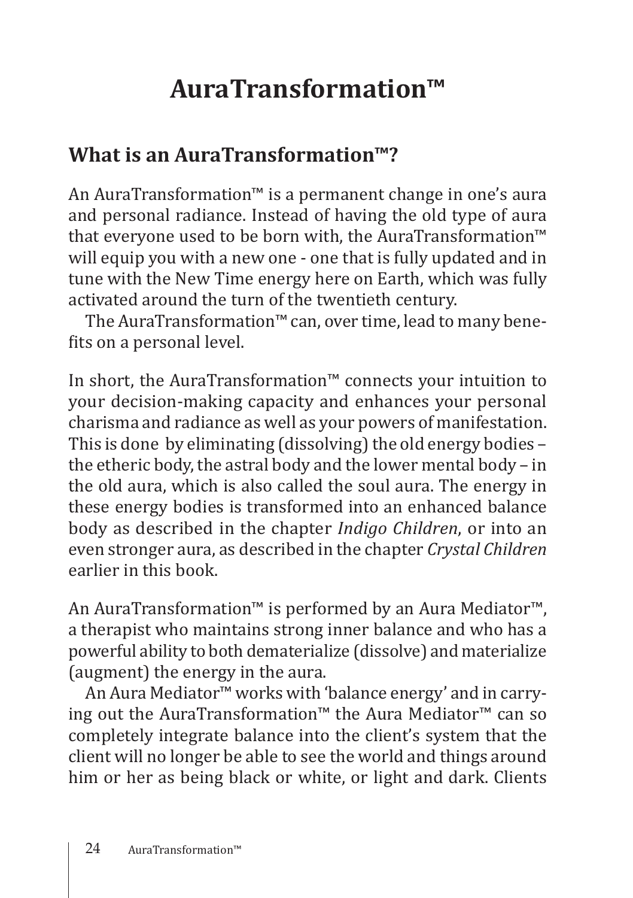# AuraTransformation™

## What is an AuraTransformation™?

An AuraTransformation™ is a permanent change in one's aura and personal radiance. Instead of having the old type of aura that everyone used to be born with, the AuraTransformation™ will equip you with a new one - one that is fully updated and in tune with the New Time energy here on Earth, which was fully activated around the turn of the twentieth century.

The AuraTransformation™ can, over time, lead to many benefits on a personal level.

In short, the AuraTransformation™ connects your intuition to your decision-making capacity and enhances your personal charisma and radiance as well as your powers of manifestation. This is done by eliminating (dissolving) the old energy bodies – the etheric body, the astral body and the lower mental body – in the old aura, which is also called the soul aura. The energy in these energy bodies is transformed into an enhanced balance body as described in the chapter *Indigo Children*, or into an even stronger aura, as described in the chapter *Crystal Children* earlier in this book.

An AuraTransformation™ is performed by an Aura Mediator™, a therapist who maintains strong inner balance and who has a powerful ability to both dematerialize (dissolve) and materialize (augment) the energy in the aura.

An Aura Mediator™ works with 'balance energy' and in carrying out the AuraTransformation™ the Aura Mediator™ can so completely integrate balance into the client's system that the client will no longer be able to see the world and things around him or her as being black or white, or light and dark. Clients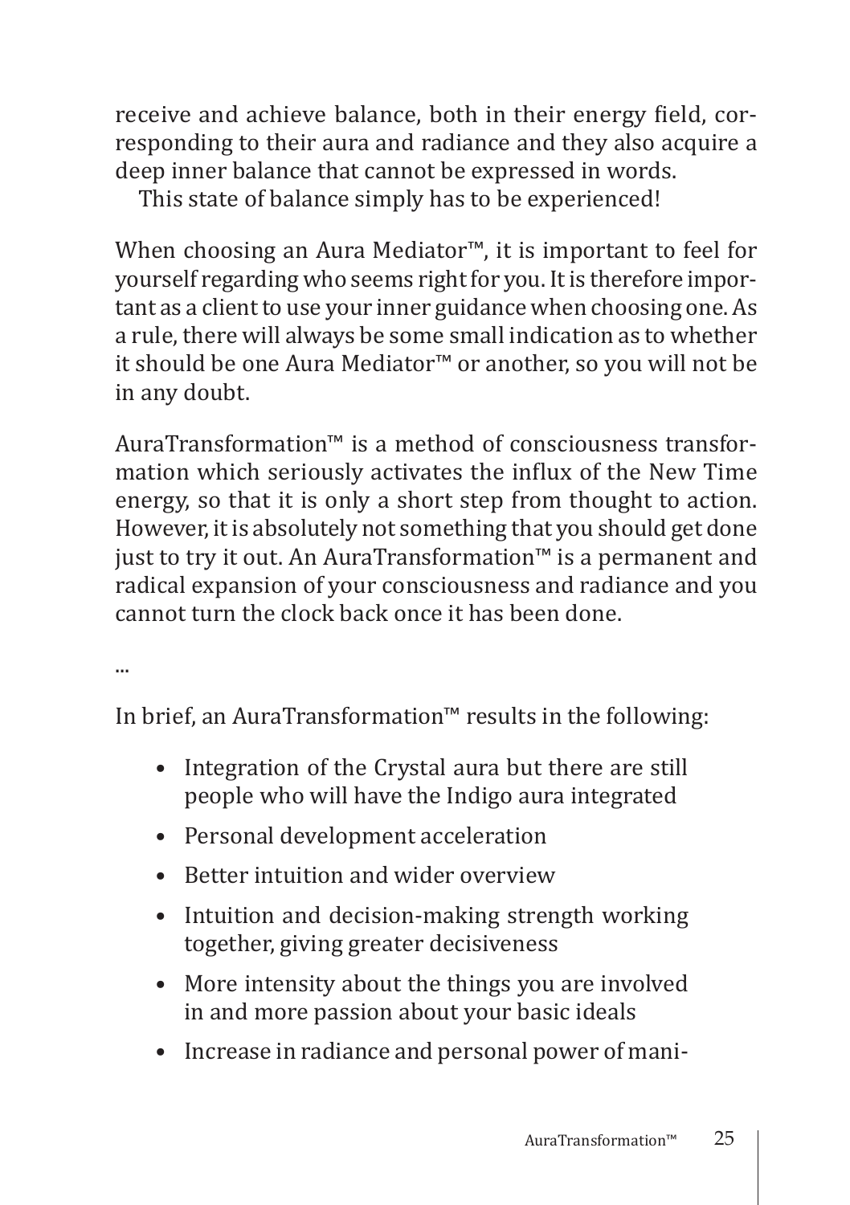receive and achieve balance, both in their energy field, corresponding to their aura and radiance and they also acquire a deep inner balance that cannot be expressed in words.

This state of balance simply has to be experienced!

When choosing an Aura Mediator™, it is important to feel for yourself regarding who seems right for you. It is therefore important as a client to use your inner guidance when choosing one. As a rule, there will always be some small indication as to whether it should be one Aura Mediator™ or another, so you will not be in any doubt.

AuraTransformation™ is a method of consciousness transformation which seriously activates the influx of the New Time energy, so that it is only a short step from thought to action. However, it is absolutely not something that you should get done just to try it out. An AuraTransformation™ is a permanent and radical expansion of your consciousness and radiance and you cannot turn the clock back once it has been done.

...

In brief, an AuraTransformation™ results in the following:

- Integration of the Crystal aura but there are still people who will have the Indigo aura integrated
- Personal development acceleration
- Better intuition and wider overview
- Intuition and decision-making strength working together, giving greater decisiveness
- More intensity about the things you are involved in and more passion about your basic ideals
- Increase in radiance and personal power of mani-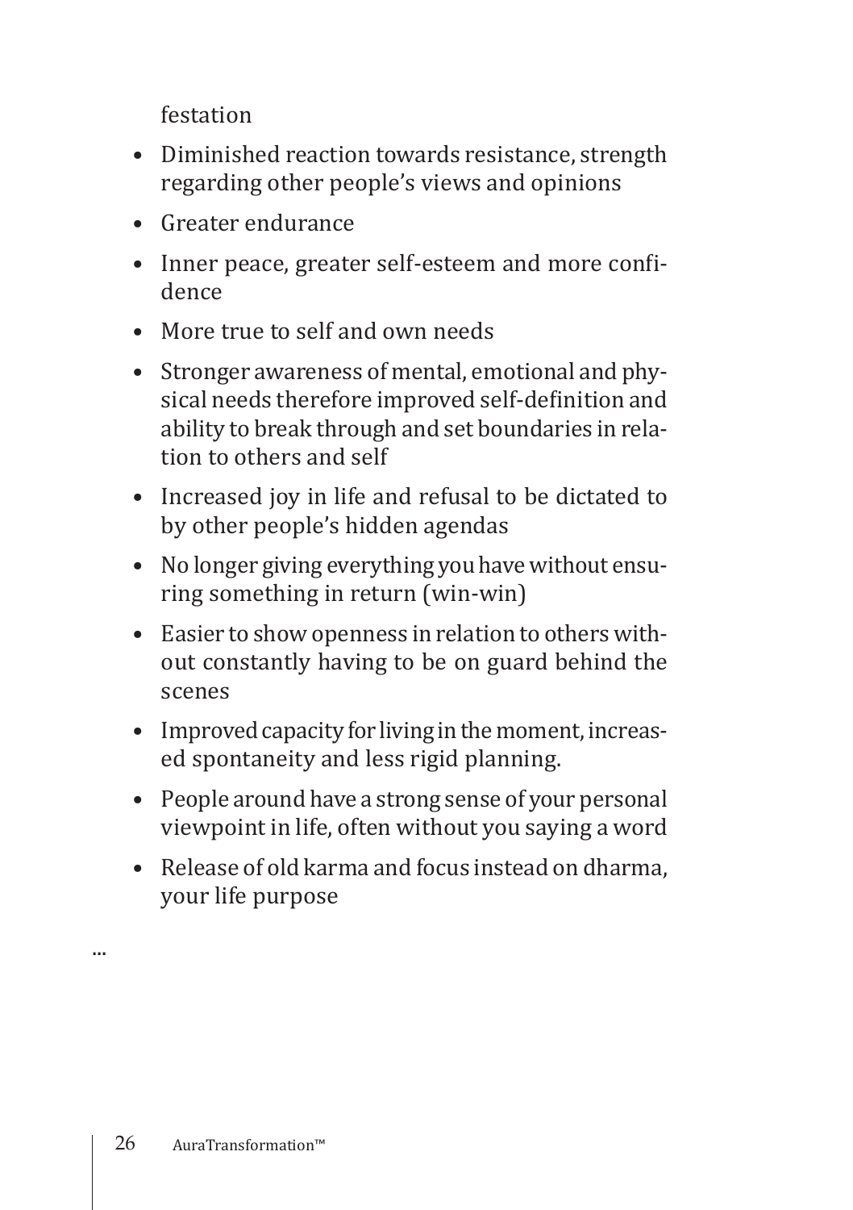festation

- Diminished reaction towards resistance, strength regarding other people's views and opinions
- Greater endurance
- Inner peace, greater self-esteem and more confidence
- More true to self and own needs
- Stronger awareness of mental, emotional and physical needs therefore improved self-definition and ability to break through and set boundaries in relation to others and self
- Increased joy in life and refusal to be dictated to by other people's hidden agendas
- No longer giving everything you have without ensuring something in return (win-win)
- Easier to show openness in relation to others without constantly having to be on guard behind the scenes
- Improved capacity for living in the moment, increased spontaneity and less rigid planning.
- People around have a strong sense of your personal viewpoint in life, often without you saying a word
- Release of old karma and focus instead on dharma, your life purpose

...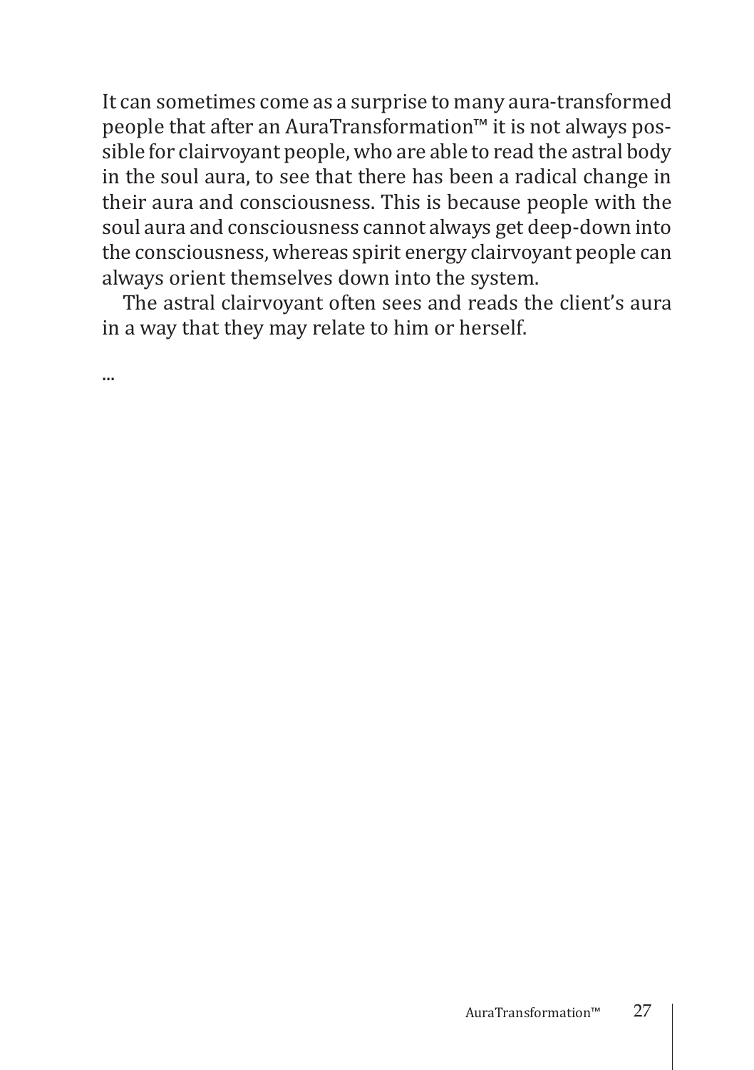It can sometimes come as a surprise to many aura-transformed people that after an AuraTransformation™ it is not always possible for clairvoyant people, who are able to read the astral body in the soul aura, to see that there has been a radical change in their aura and consciousness. This is because people with the soul aura and consciousness cannot always get deep-down into the consciousness, whereas spirit energy clairvoyant people can always orient themselves down into the system.

The astral clairvoyant often sees and reads the client's aura in a way that they may relate to him or herself.

...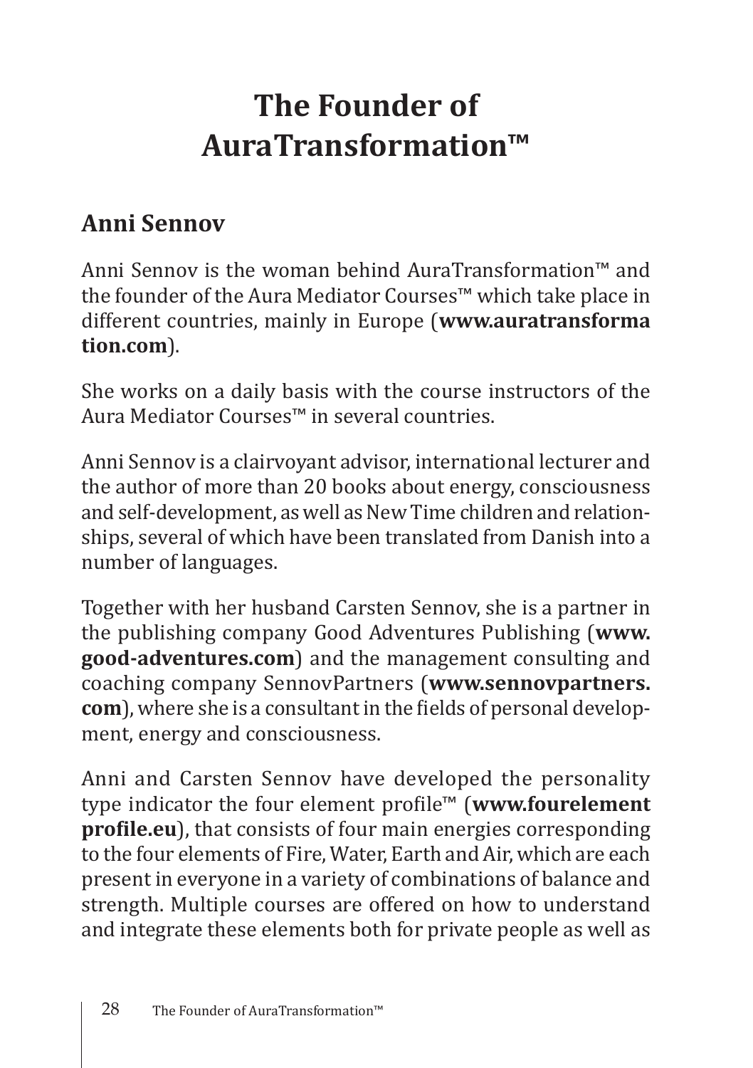# The Founder of AuraTransformation™

## Anni Sennov

Anni Sennov is the woman behind AuraTransformation™ and the founder of the Aura Mediator Courses™ which take place in different countries, mainly in Europe (**www.auratransformation.com**).

She works on a daily basis with the course instructors of the Aura Mediator Courses™ in several countries.

Anni Sennov is a clairvoyant advisor, international lecturer and the author of more than 20 books about energy, consciousness and self-development, as well as New Time children and relationships, several of which have been translated from Danish into a number of languages.

Together with her husband Carsten Sennov, she is a partner in the publishing company Good Adventures Publishing (**www.good-adventures.com**) and the management consulting and coaching company SennovPartners (**www.sennovpartners.com**), where she is a consultant in the fields of personal development, energy and consciousness.

Anni and Carsten Sennov have developed the personality type indicator the four element profile™ (**www.fourelementprofile.eu**), that consists of four main energies corresponding to the four elements of Fire, Water, Earth and Air, which are each present in everyone in a variety of combinations of balance and strength. Multiple courses are offered on how to understand and integrate these elements both for private people as well as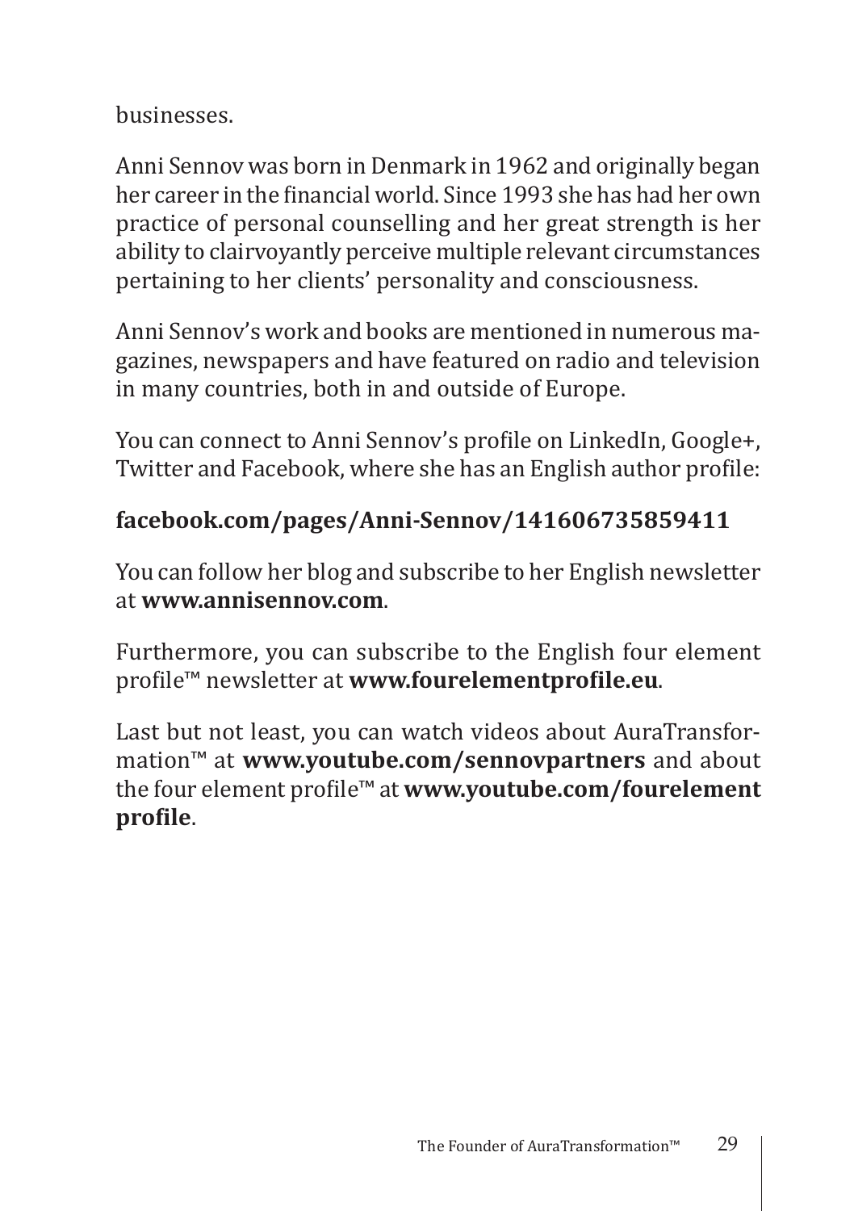businesses.

Anni Sennov was born in Denmark in 1962 and originally began her career in the financial world. Since 1993 she has had her own practice of personal counselling and her great strength is her ability to clairvoyantly perceive multiple relevant circumstances pertaining to her clients' personality and consciousness.

Anni Sennov's work and books are mentioned in numerous magazines, newspapers and have featured on radio and television in many countries, both in and outside of Europe.

You can connect to Anni Sennov's profile on LinkedIn, Google+, Twitter and Facebook, where she has an English author profile:

**facebook.com/pages/Anni-Sennov/141606735859411**

You can follow her blog and subscribe to her English newsletter at **www.annisennov.com**.

Furthermore, you can subscribe to the English four element profile™ newsletter at **www.fourelementprofile.eu**.

Last but not least, you can watch videos about AuraTransformation™ at **www.youtube.com/sennovpartners** and about the four element profile™ at **www.youtube.com/fourelement profile**.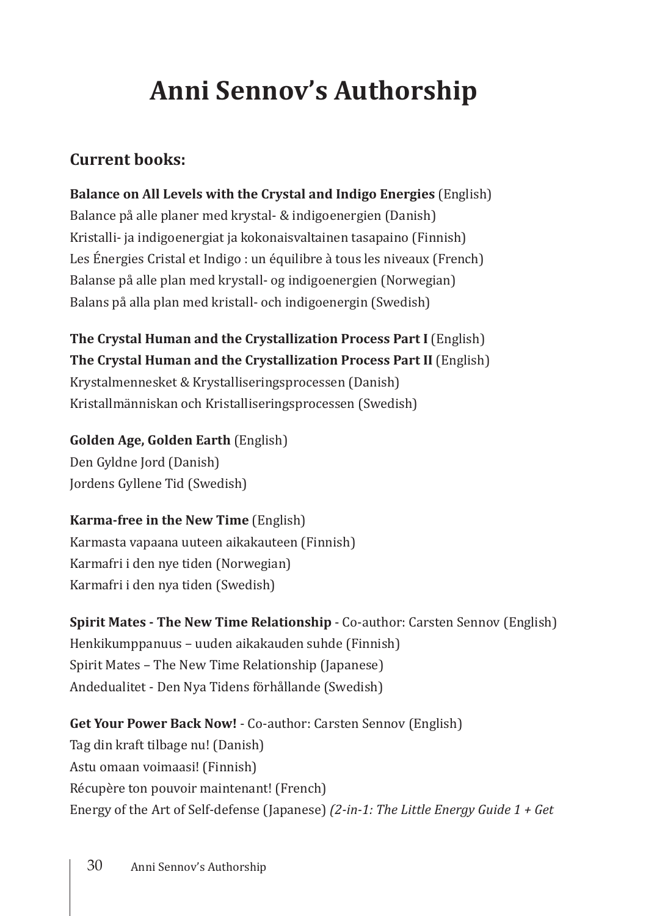# Anni Sennov's Authorship

## Current books:

**Balance on All Levels with the Crystal and Indigo Energies** (English)
Balance på alle planer med krystal- & indigoenergien (Danish)
Kristalli- ja indigoenergiat ja kokonaisvaltainen tasapaino (Finnish)
Les Énergies Cristal et Indigo : un équilibre à tous les niveaux (French)
Balanse på alle plan med krystall- og indigoenergien (Norwegian)
Balans på alla plan med kristall- och indigoenergin (Swedish)

**The Crystal Human and the Crystallization Process Part I** (English)
**The Crystal Human and the Crystallization Process Part II** (English)
Krystalmennesket & Krystalliseringsprocessen (Danish)
Kristallmänniskan och Kristalliseringsprocessen (Swedish)

**Golden Age, Golden Earth** (English)
Den Gyldne Jord (Danish)
Jordens Gyllene Tid (Swedish)

**Karma-free in the New Time** (English)
Karmasta vapaana uuteen aikakauteen (Finnish)
Karmafri i den nye tiden (Norwegian)
Karmafri i den nya tiden (Swedish)

**Spirit Mates - The New Time Relationship** - Co-author: Carsten Sennov (English)
Henkikumppanuus – uuden aikakauden suhde (Finnish)
Spirit Mates – The New Time Relationship (Japanese)
Andedualitet - Den Nya Tidens förhållande (Swedish)

**Get Your Power Back Now!** - Co-author: Carsten Sennov (English)
Tag din kraft tilbage nu! (Danish)
Astu omaan voimaasi! (Finnish)
Récupère ton pouvoir maintenant! (French)
Energy of the Art of Self-defense (Japanese) *(2-in-1: The Little Energy Guide 1 + Get*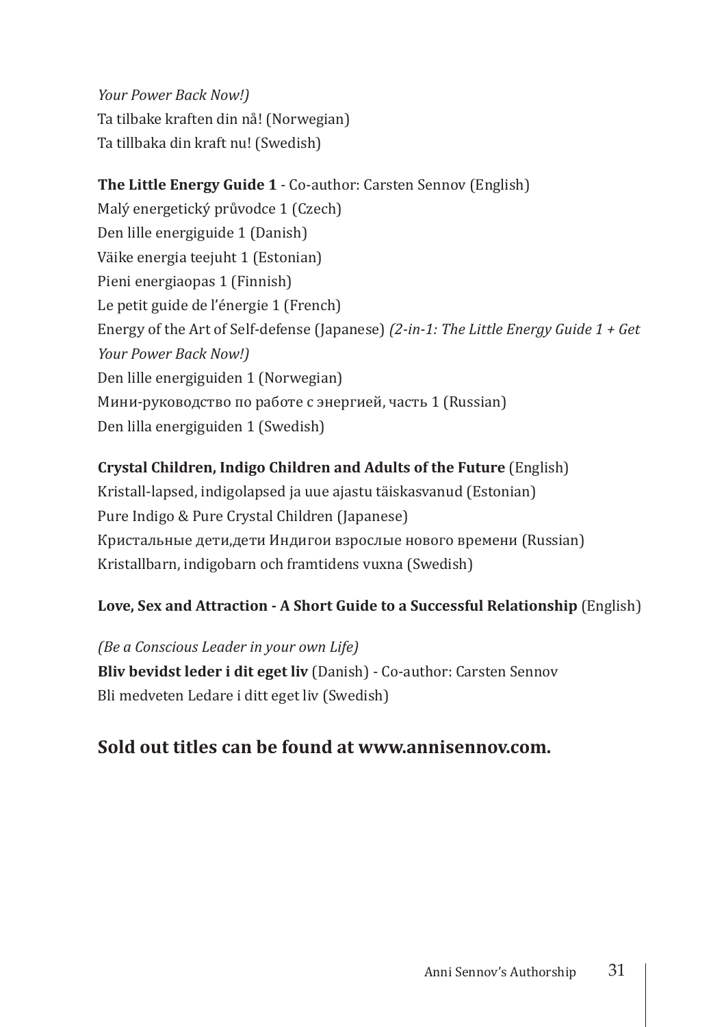*Your Power Back Now!)*
Ta tilbake kraften din nå! (Norwegian)
Ta tillbaka din kraft nu! (Swedish)

**The Little Energy Guide 1** - Co-author: Carsten Sennov (English)
Malý energetický průvodce 1 (Czech)
Den lille energiguide 1 (Danish)
Väike energia teejuht 1 (Estonian)
Pieni energiaopas 1 (Finnish)
Le petit guide de l'énergie 1 (French)
Energy of the Art of Self-defense (Japanese) *(2-in-1: The Little Energy Guide 1 + Get Your Power Back Now!)*
Den lille energiguiden 1 (Norwegian)
Мини-руководство по работе с энергией, часть 1 (Russian)
Den lilla energiguiden 1 (Swedish)

**Crystal Children, Indigo Children and Adults of the Future** (English)
Kristall-lapsed, indigolapsed ja uue ajastu täiskasvanud (Estonian)
Pure Indigo & Pure Crystal Children (Japanese)
Кристальные дети,дети Индигои взрослые нового времени (Russian)
Kristallbarn, indigobarn och framtidens vuxna (Swedish)

**Love, Sex and Attraction - A Short Guide to a Successful Relationship** (English)

*(Be a Conscious Leader in your own Life)*
**Bliv bevidst leder i dit eget liv** (Danish) - Co-author: Carsten Sennov
Bli medveten Ledare i ditt eget liv (Swedish)

## Sold out titles can be found at www.annisennov.com.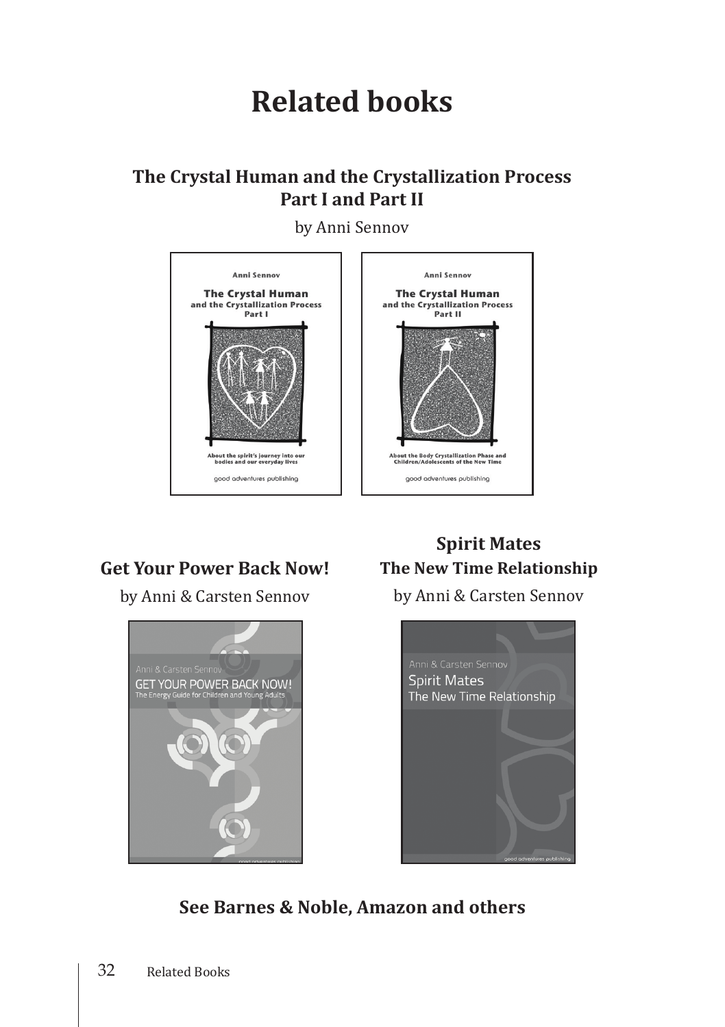# Related books

### The Crystal Human and the Crystallization Process
### Part I and Part II

by Anni Sennov

### Get Your Power Back Now!

by Anni & Carsten Sennov

### Spirit Mates
### The New Time Relationship

by Anni & Carsten Sennov

**See Barnes & Noble, Amazon and others**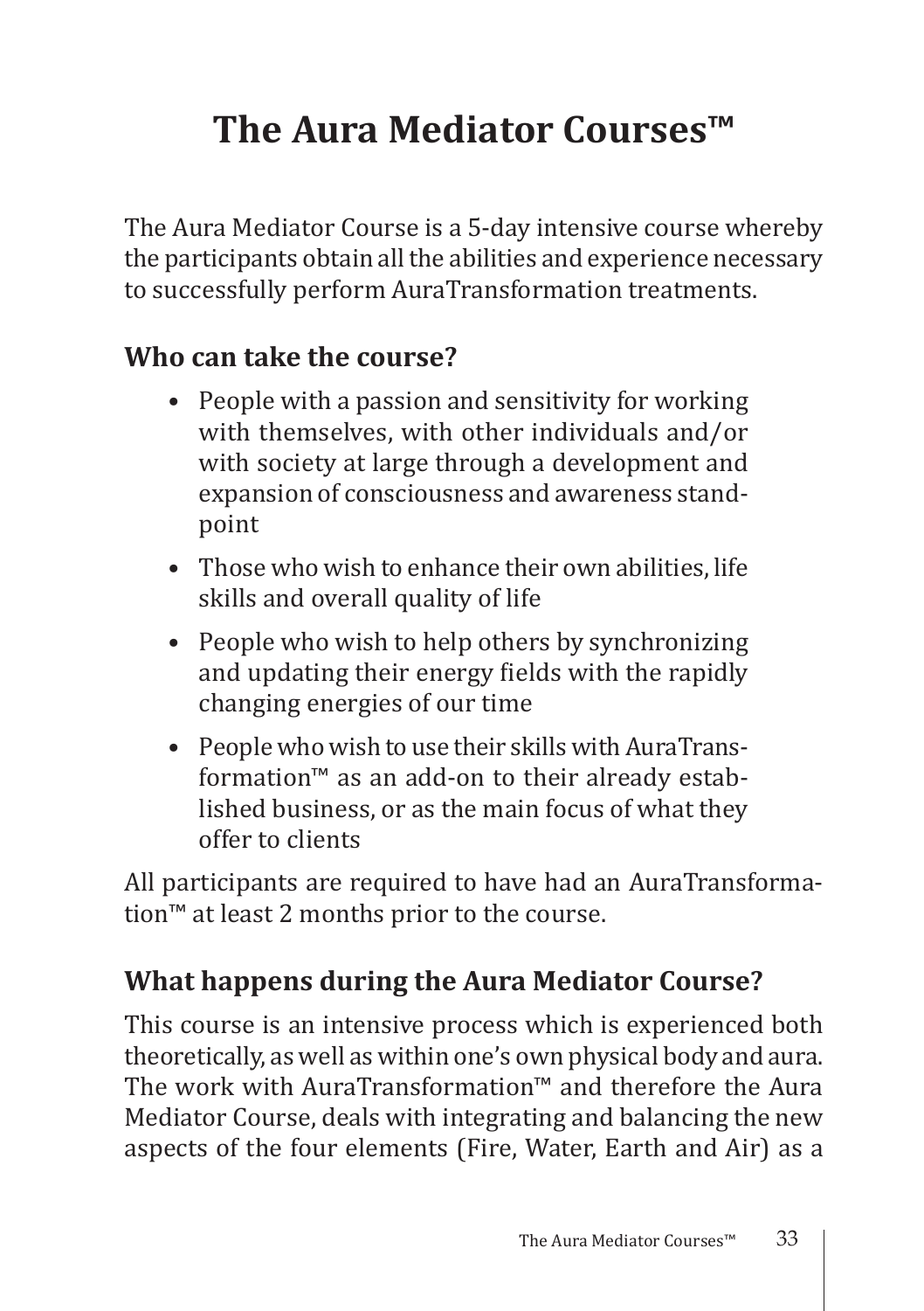# The Aura Mediator Courses™

The Aura Mediator Course is a 5-day intensive course whereby the participants obtain all the abilities and experience necessary to successfully perform AuraTransformation treatments.

## Who can take the course?

- People with a passion and sensitivity for working with themselves, with other individuals and/or with society at large through a development and expansion of consciousness and awareness standpoint
- Those who wish to enhance their own abilities, life skills and overall quality of life
- People who wish to help others by synchronizing and updating their energy fields with the rapidly changing energies of our time
- People who wish to use their skills with AuraTransformation™ as an add-on to their already established business, or as the main focus of what they offer to clients

All participants are required to have had an AuraTransformation™ at least 2 months prior to the course.

## What happens during the Aura Mediator Course?

This course is an intensive process which is experienced both theoretically, as well as within one's own physical body and aura. The work with AuraTransformation™ and therefore the Aura Mediator Course, deals with integrating and balancing the new aspects of the four elements (Fire, Water, Earth and Air) as a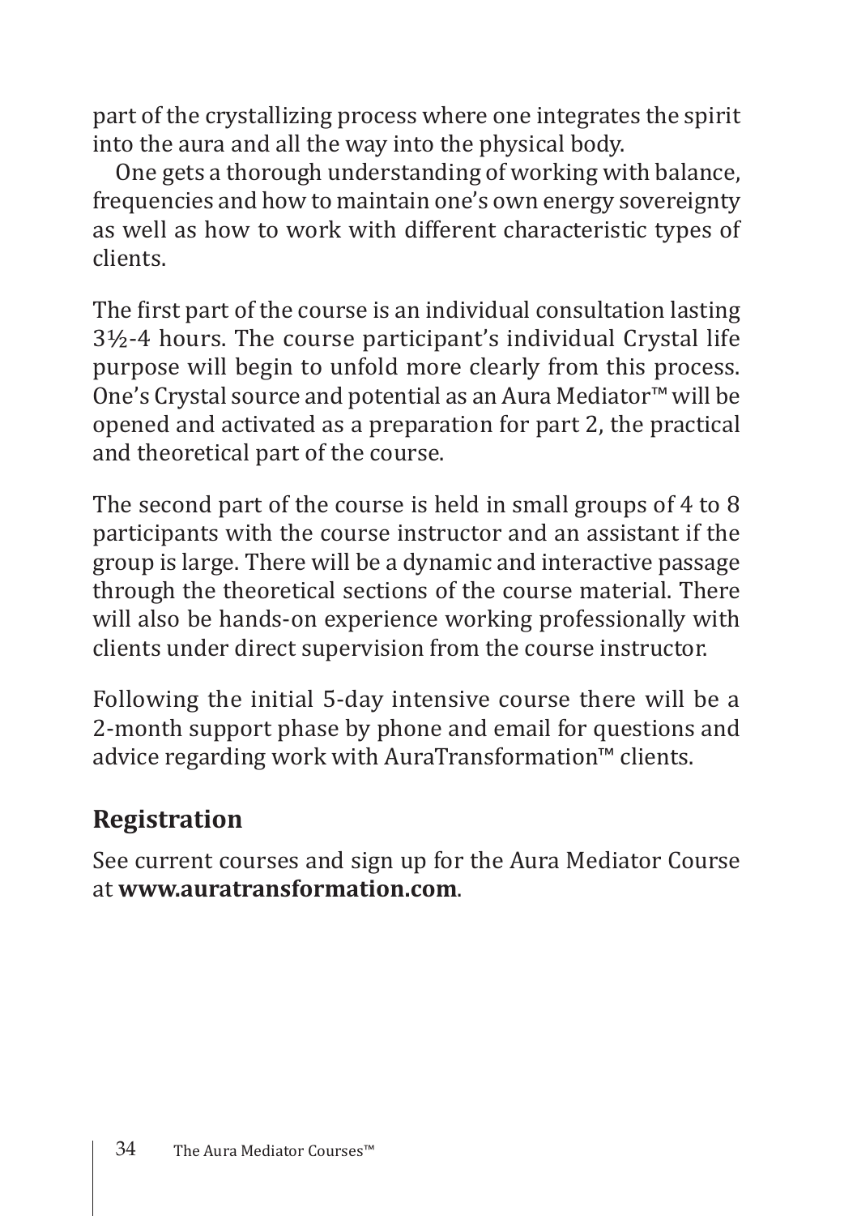part of the crystallizing process where one integrates the spirit into the aura and all the way into the physical body.

One gets a thorough understanding of working with balance, frequencies and how to maintain one's own energy sovereignty as well as how to work with different characteristic types of clients.

The first part of the course is an individual consultation lasting 3½-4 hours. The course participant's individual Crystal life purpose will begin to unfold more clearly from this process. One's Crystal source and potential as an Aura Mediator™ will be opened and activated as a preparation for part 2, the practical and theoretical part of the course.

The second part of the course is held in small groups of 4 to 8 participants with the course instructor and an assistant if the group is large. There will be a dynamic and interactive passage through the theoretical sections of the course material. There will also be hands-on experience working professionally with clients under direct supervision from the course instructor.

Following the initial 5-day intensive course there will be a 2-month support phase by phone and email for questions and advice regarding work with AuraTransformation™ clients.

## Registration

See current courses and sign up for the Aura Mediator Course at **www.auratransformation.com**.